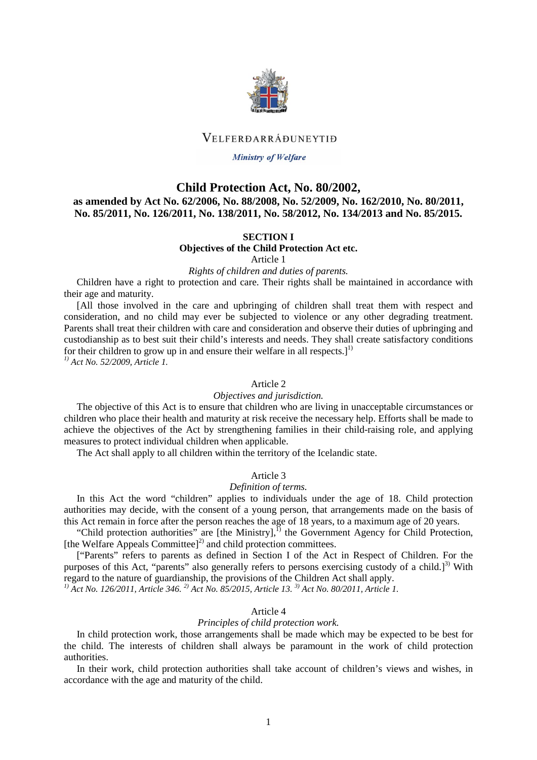VELFERÐARRÁÐUNEYTIÐ

*Ministry of Welfare*

# Child Protection Act, No. 80/2002,

## as amended by Act No. 62/2006, No. 88/2008, No. 52/2009, No. 162/2010, No. 80/2011, No. 85/2011, No. 126/2011, No. 138/2011, No. 58/2012, No. 134/2013 and No. 85/2015.

### SECTION I
### Objectives of the Child Protection Act etc.

Article 1

*Rights of children and duties of parents.*

Children have a right to protection and care. Their rights shall be maintained in accordance with their age and maturity.

[All those involved in the care and upbringing of children shall treat them with respect and consideration, and no child may ever be subjected to violence or any other degrading treatment. Parents shall treat their children with care and consideration and observe their duties of upbringing and custodianship as to best suit their child's interests and needs. They shall create satisfactory conditions for their children to grow up in and ensure their welfare in all respects.][1)]

*[1)] Act No. 52/2009, Article 1.*

Article 2

*Objectives and jurisdiction.*

The objective of this Act is to ensure that children who are living in unacceptable circumstances or children who place their health and maturity at risk receive the necessary help. Efforts shall be made to achieve the objectives of the Act by strengthening families in their child-raising role, and applying measures to protect individual children when applicable.

The Act shall apply to all children within the territory of the Icelandic state.

Article 3

*Definition of terms.*

In this Act the word "children" applies to individuals under the age of 18. Child protection authorities may decide, with the consent of a young person, that arrangements made on the basis of this Act remain in force after the person reaches the age of 18 years, to a maximum age of 20 years.

"Child protection authorities" are [the Ministry],[1)] the Government Agency for Child Protection, [the Welfare Appeals Committee][2)] and child protection committees.

["Parents" refers to parents as defined in Section I of the Act in Respect of Children. For the purposes of this Act, "parents" also generally refers to persons exercising custody of a child.][3)] With regard to the nature of guardianship, the provisions of the Children Act shall apply.

*[1)] Act No. 126/2011, Article 346. [2)] Act No. 85/2015, Article 13. [3)] Act No. 80/2011, Article 1.*

Article 4

*Principles of child protection work.*

In child protection work, those arrangements shall be made which may be expected to be best for the child. The interests of children shall always be paramount in the work of child protection authorities.

In their work, child protection authorities shall take account of children's views and wishes, in accordance with the age and maturity of the child.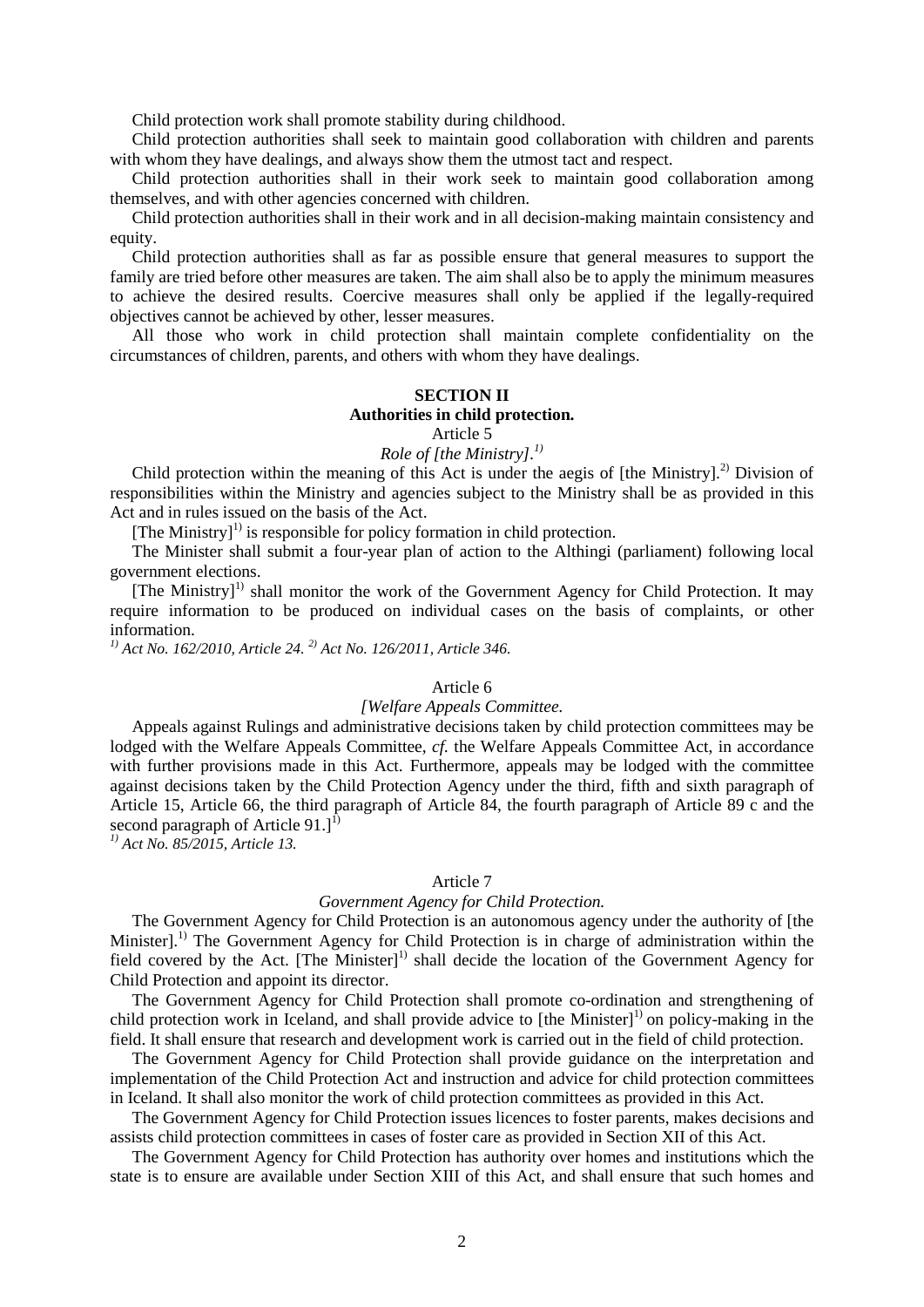Child protection work shall promote stability during childhood.

Child protection authorities shall seek to maintain good collaboration with children and parents with whom they have dealings, and always show them the utmost tact and respect.

Child protection authorities shall in their work seek to maintain good collaboration among themselves, and with other agencies concerned with children.

Child protection authorities shall in their work and in all decision-making maintain consistency and equity.

Child protection authorities shall as far as possible ensure that general measures to support the family are tried before other measures are taken. The aim shall also be to apply the minimum measures to achieve the desired results. Coercive measures shall only be applied if the legally-required objectives cannot be achieved by other, lesser measures.

All those who work in child protection shall maintain complete confidentiality on the circumstances of children, parents, and others with whom they have dealings.

## SECTION II
## Authorities in child protection.

### Article 5
*Role of [the Ministry].[1)]*

Child protection within the meaning of this Act is under the aegis of [the Ministry].[2)] Division of responsibilities within the Ministry and agencies subject to the Ministry shall be as provided in this Act and in rules issued on the basis of the Act.

[The Ministry][1)] is responsible for policy formation in child protection.

The Minister shall submit a four-year plan of action to the Althingi (parliament) following local government elections.

[The Ministry][1)] shall monitor the work of the Government Agency for Child Protection. It may require information to be produced on individual cases on the basis of complaints, or other information.

*[1)] Act No. 162/2010, Article 24. [2)] Act No. 126/2011, Article 346.*

### Article 6
*[Welfare Appeals Committee.*

Appeals against Rulings and administrative decisions taken by child protection committees may be lodged with the Welfare Appeals Committee, *cf.* the Welfare Appeals Committee Act, in accordance with further provisions made in this Act. Furthermore, appeals may be lodged with the committee against decisions taken by the Child Protection Agency under the third, fifth and sixth paragraph of Article 15, Article 66, the third paragraph of Article 84, the fourth paragraph of Article 89 c and the second paragraph of Article 91.][1)]

*[1)] Act No. 85/2015, Article 13.*

### Article 7
*Government Agency for Child Protection.*

The Government Agency for Child Protection is an autonomous agency under the authority of [the Minister].[1)] The Government Agency for Child Protection is in charge of administration within the field covered by the Act. [The Minister][1)] shall decide the location of the Government Agency for Child Protection and appoint its director.

The Government Agency for Child Protection shall promote co-ordination and strengthening of child protection work in Iceland, and shall provide advice to [the Minister][1)] on policy-making in the field. It shall ensure that research and development work is carried out in the field of child protection.

The Government Agency for Child Protection shall provide guidance on the interpretation and implementation of the Child Protection Act and instruction and advice for child protection committees in Iceland. It shall also monitor the work of child protection committees as provided in this Act.

The Government Agency for Child Protection issues licences to foster parents, makes decisions and assists child protection committees in cases of foster care as provided in Section XII of this Act.

The Government Agency for Child Protection has authority over homes and institutions which the state is to ensure are available under Section XIII of this Act, and shall ensure that such homes and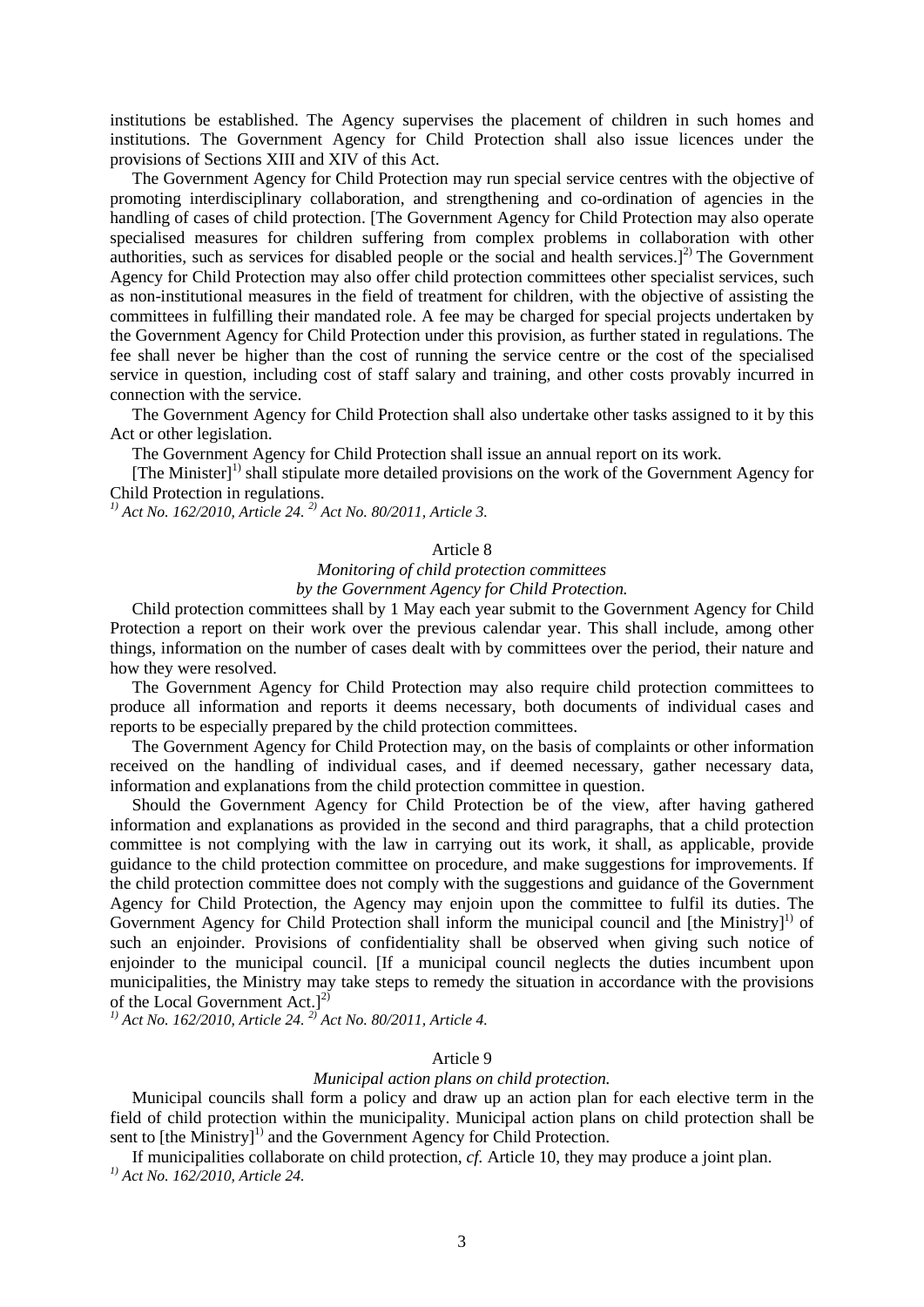institutions be established. The Agency supervises the placement of children in such homes and institutions. The Government Agency for Child Protection shall also issue licences under the provisions of Sections XIII and XIV of this Act.

The Government Agency for Child Protection may run special service centres with the objective of promoting interdisciplinary collaboration, and strengthening and co-ordination of agencies in the handling of cases of child protection. [The Government Agency for Child Protection may also operate specialised measures for children suffering from complex problems in collaboration with other authorities, such as services for disabled people or the social and health services.][2) ] The Government Agency for Child Protection may also offer child protection committees other specialist services, such as non-institutional measures in the field of treatment for children, with the objective of assisting the committees in fulfilling their mandated role. A fee may be charged for special projects undertaken by the Government Agency for Child Protection under this provision, as further stated in regulations. The fee shall never be higher than the cost of running the service centre or the cost of the specialised service in question, including cost of staff salary and training, and other costs provably incurred in connection with the service.

The Government Agency for Child Protection shall also undertake other tasks assigned to it by this Act or other legislation.

The Government Agency for Child Protection shall issue an annual report on its work.

[The Minister][1)] shall stipulate more detailed provisions on the work of the Government Agency for Child Protection in regulations.

*[1)] Act No. 162/2010, Article 24. [2)] Act No. 80/2011, Article 3.*

### Article 8

*Monitoring of child protection committees*
*by the Government Agency for Child Protection.*

Child protection committees shall by 1 May each year submit to the Government Agency for Child Protection a report on their work over the previous calendar year. This shall include, among other things, information on the number of cases dealt with by committees over the period, their nature and how they were resolved.

The Government Agency for Child Protection may also require child protection committees to produce all information and reports it deems necessary, both documents of individual cases and reports to be especially prepared by the child protection committees.

The Government Agency for Child Protection may, on the basis of complaints or other information received on the handling of individual cases, and if deemed necessary, gather necessary data, information and explanations from the child protection committee in question.

Should the Government Agency for Child Protection be of the view, after having gathered information and explanations as provided in the second and third paragraphs, that a child protection committee is not complying with the law in carrying out its work, it shall, as applicable, provide guidance to the child protection committee on procedure, and make suggestions for improvements. If the child protection committee does not comply with the suggestions and guidance of the Government Agency for Child Protection, the Agency may enjoin upon the committee to fulfil its duties. The Government Agency for Child Protection shall inform the municipal council and [the Ministry][1)] of such an enjoinder. Provisions of confidentiality shall be observed when giving such notice of enjoinder to the municipal council. [If a municipal council neglects the duties incumbent upon municipalities, the Ministry may take steps to remedy the situation in accordance with the provisions of the Local Government Act.][2)]

*[1)] Act No. 162/2010, Article 24. [2)] Act No. 80/2011, Article 4.*

### Article 9

*Municipal action plans on child protection.*

Municipal councils shall form a policy and draw up an action plan for each elective term in the field of child protection within the municipality. Municipal action plans on child protection shall be sent to [the Ministry][1)] and the Government Agency for Child Protection.

If municipalities collaborate on child protection, *cf.* Article 10, they may produce a joint plan.

*[1)] Act No. 162/2010, Article 24.*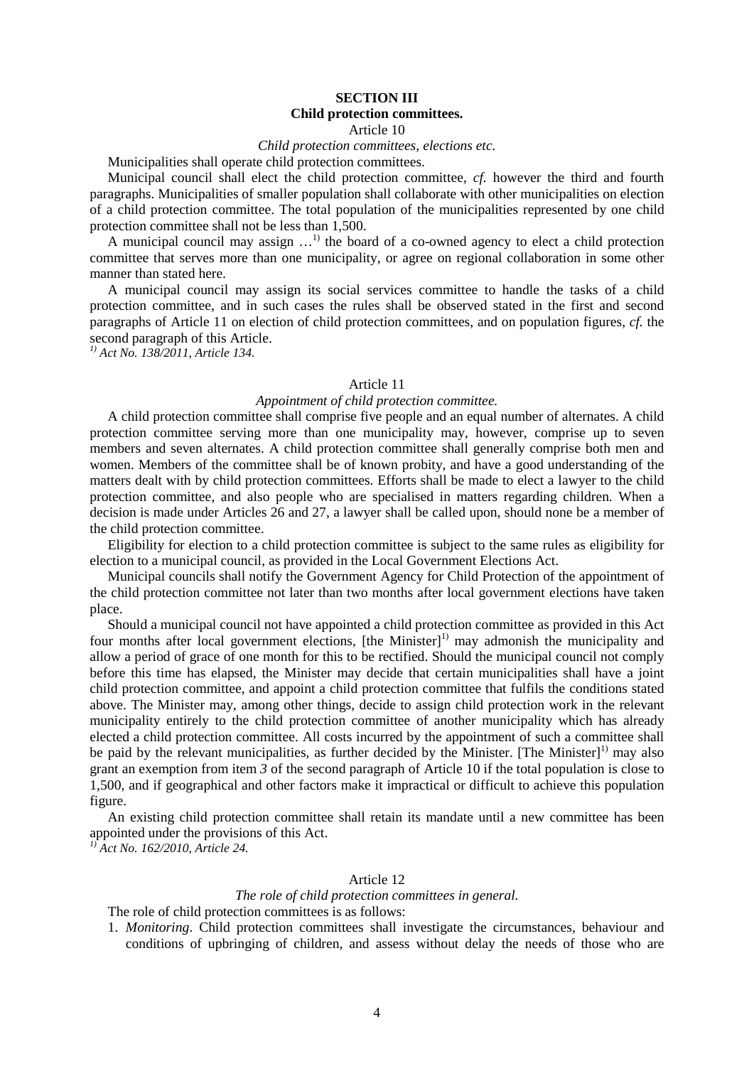## SECTION III
## Child protection committees.

### Article 10

*Child protection committees, elections etc.*

Municipalities shall operate child protection committees.

Municipal council shall elect the child protection committee, *cf.* however the third and fourth paragraphs. Municipalities of smaller population shall collaborate with other municipalities on election of a child protection committee. The total population of the municipalities represented by one child protection committee shall not be less than 1,500.

A municipal council may assign …[1] the board of a co-owned agency to elect a child protection committee that serves more than one municipality, or agree on regional collaboration in some other manner than stated here.

A municipal council may assign its social services committee to handle the tasks of a child protection committee, and in such cases the rules shall be observed stated in the first and second paragraphs of Article 11 on election of child protection committees, and on population figures, *cf.* the second paragraph of this Article.

*[1] Act No. 138/2011, Article 134.*

### Article 11

*Appointment of child protection committee.*

A child protection committee shall comprise five people and an equal number of alternates. A child protection committee serving more than one municipality may, however, comprise up to seven members and seven alternates. A child protection committee shall generally comprise both men and women. Members of the committee shall be of known probity, and have a good understanding of the matters dealt with by child protection committees. Efforts shall be made to elect a lawyer to the child protection committee, and also people who are specialised in matters regarding children. When a decision is made under Articles 26 and 27, a lawyer shall be called upon, should none be a member of the child protection committee.

Eligibility for election to a child protection committee is subject to the same rules as eligibility for election to a municipal council, as provided in the Local Government Elections Act.

Municipal councils shall notify the Government Agency for Child Protection of the appointment of the child protection committee not later than two months after local government elections have taken place.

Should a municipal council not have appointed a child protection committee as provided in this Act four months after local government elections, [the Minister][1] may admonish the municipality and allow a period of grace of one month for this to be rectified. Should the municipal council not comply before this time has elapsed, the Minister may decide that certain municipalities shall have a joint child protection committee, and appoint a child protection committee that fulfils the conditions stated above. The Minister may, among other things, decide to assign child protection work in the relevant municipality entirely to the child protection committee of another municipality which has already elected a child protection committee. All costs incurred by the appointment of such a committee shall be paid by the relevant municipalities, as further decided by the Minister. [The Minister][1] may also grant an exemption from item *3* of the second paragraph of Article 10 if the total population is close to 1,500, and if geographical and other factors make it impractical or difficult to achieve this population figure.

An existing child protection committee shall retain its mandate until a new committee has been appointed under the provisions of this Act.

*[1] Act No. 162/2010, Article 24.*

### Article 12

*The role of child protection committees in general.*

The role of child protection committees is as follows:

1. *Monitoring.* Child protection committees shall investigate the circumstances, behaviour and conditions of upbringing of children, and assess without delay the needs of those who are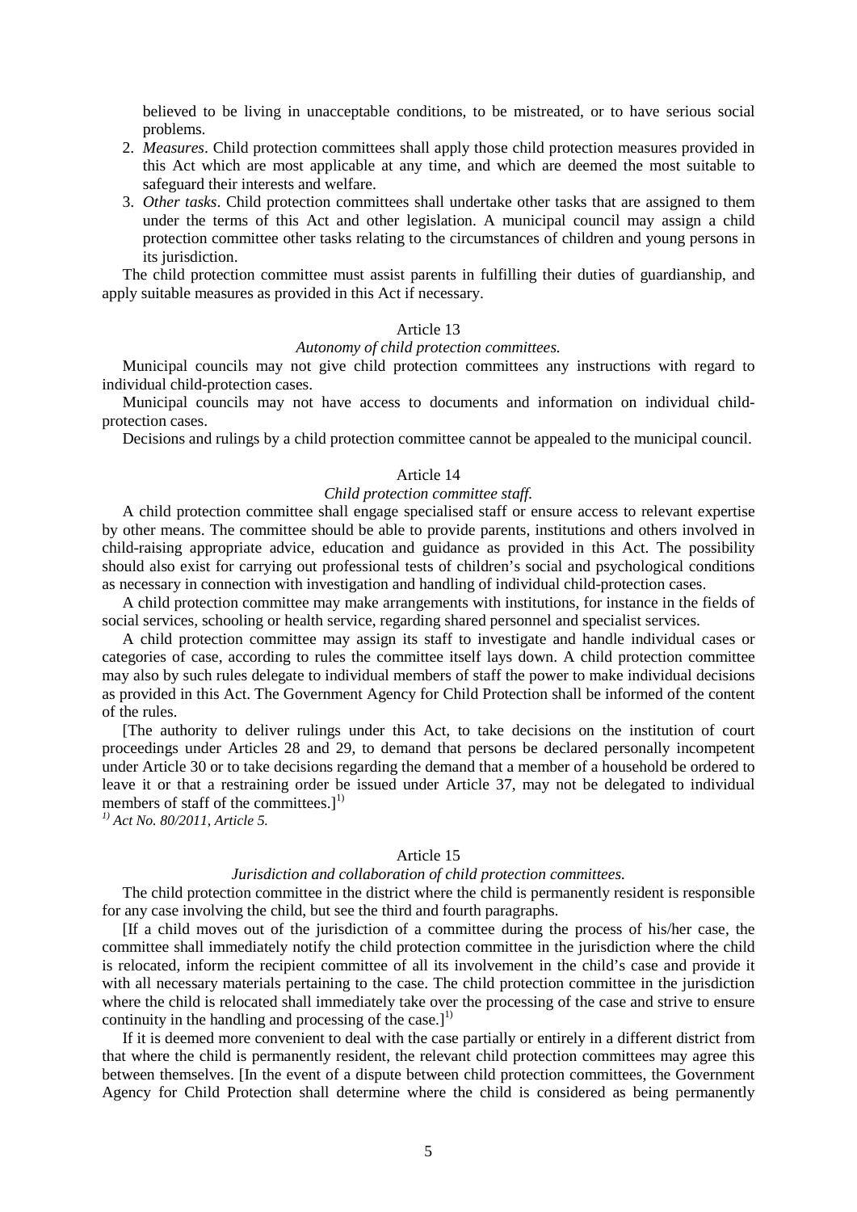believed to be living in unacceptable conditions, to be mistreated, or to have serious social problems.

2. *Measures*. Child protection committees shall apply those child protection measures provided in this Act which are most applicable at any time, and which are deemed the most suitable to safeguard their interests and welfare.
3. *Other tasks*. Child protection committees shall undertake other tasks that are assigned to them under the terms of this Act and other legislation. A municipal council may assign a child protection committee other tasks relating to the circumstances of children and young persons in its jurisdiction.

The child protection committee must assist parents in fulfilling their duties of guardianship, and apply suitable measures as provided in this Act if necessary.

### Article 13

*Autonomy of child protection committees.*

Municipal councils may not give child protection committees any instructions with regard to individual child-protection cases.

Municipal councils may not have access to documents and information on individual child-protection cases.

Decisions and rulings by a child protection committee cannot be appealed to the municipal council.

### Article 14

*Child protection committee staff.*

A child protection committee shall engage specialised staff or ensure access to relevant expertise by other means. The committee should be able to provide parents, institutions and others involved in child-raising appropriate advice, education and guidance as provided in this Act. The possibility should also exist for carrying out professional tests of children's social and psychological conditions as necessary in connection with investigation and handling of individual child-protection cases.

A child protection committee may make arrangements with institutions, for instance in the fields of social services, schooling or health service, regarding shared personnel and specialist services.

A child protection committee may assign its staff to investigate and handle individual cases or categories of case, according to rules the committee itself lays down. A child protection committee may also by such rules delegate to individual members of staff the power to make individual decisions as provided in this Act. The Government Agency for Child Protection shall be informed of the content of the rules.

[The authority to deliver rulings under this Act, to take decisions on the institution of court proceedings under Articles 28 and 29, to demand that persons be declared personally incompetent under Article 30 or to take decisions regarding the demand that a member of a household be ordered to leave it or that a restraining order be issued under Article 37, may not be delegated to individual members of staff of the committees.][1)]

*[1)] Act No. 80/2011, Article 5.*

### Article 15

*Jurisdiction and collaboration of child protection committees.*

The child protection committee in the district where the child is permanently resident is responsible for any case involving the child, but see the third and fourth paragraphs.

[If a child moves out of the jurisdiction of a committee during the process of his/her case, the committee shall immediately notify the child protection committee in the jurisdiction where the child is relocated, inform the recipient committee of all its involvement in the child's case and provide it with all necessary materials pertaining to the case. The child protection committee in the jurisdiction where the child is relocated shall immediately take over the processing of the case and strive to ensure continuity in the handling and processing of the case.][1)]

If it is deemed more convenient to deal with the case partially or entirely in a different district from that where the child is permanently resident, the relevant child protection committees may agree this between themselves. [In the event of a dispute between child protection committees, the Government Agency for Child Protection shall determine where the child is considered as being permanently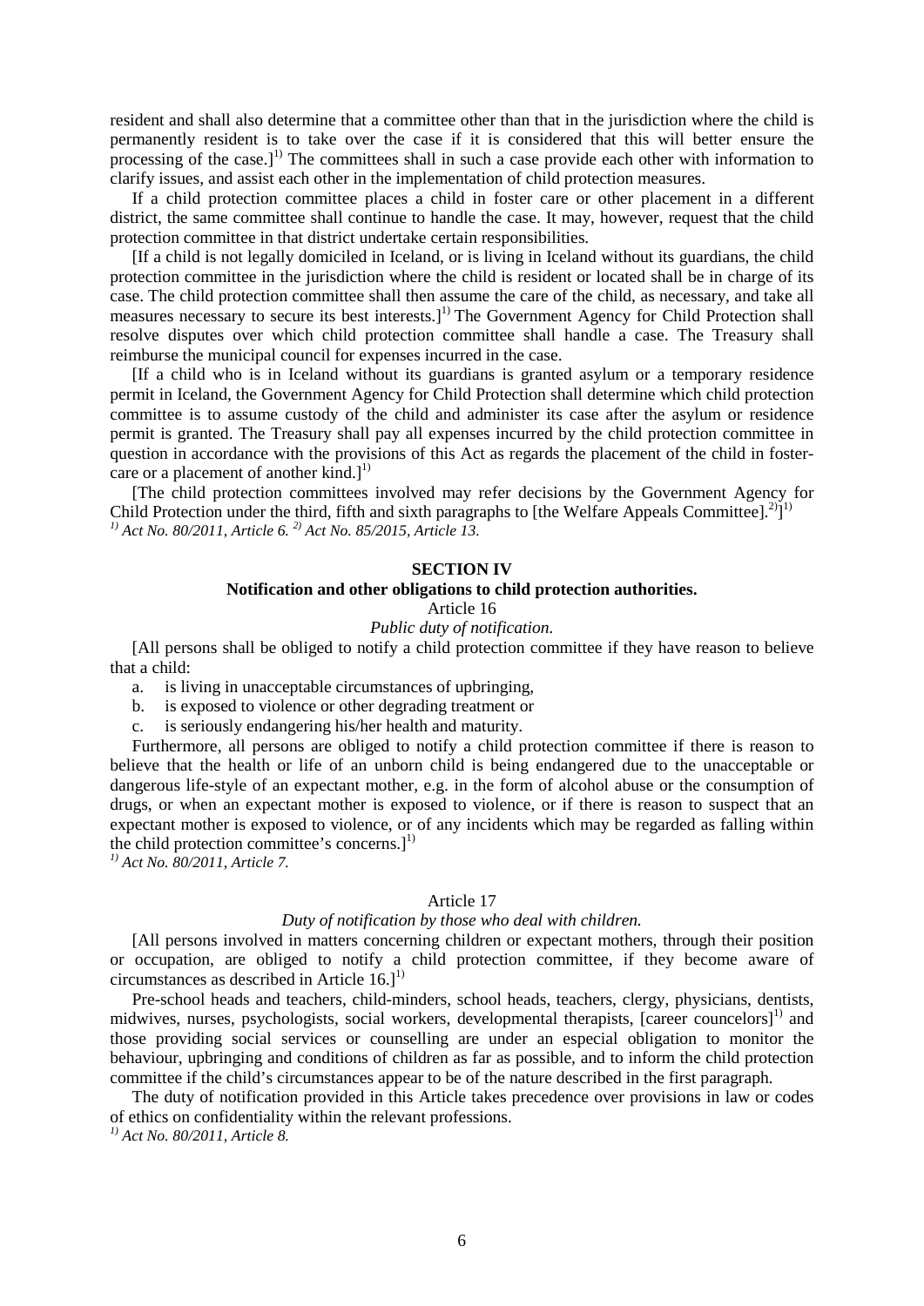resident and shall also determine that a committee other than that in the jurisdiction where the child is permanently resident is to take over the case if it is considered that this will better ensure the processing of the case.][1] The committees shall in such a case provide each other with information to clarify issues, and assist each other in the implementation of child protection measures.

If a child protection committee places a child in foster care or other placement in a different district, the same committee shall continue to handle the case. It may, however, request that the child protection committee in that district undertake certain responsibilities.

[If a child is not legally domiciled in Iceland, or is living in Iceland without its guardians, the child protection committee in the jurisdiction where the child is resident or located shall be in charge of its case. The child protection committee shall then assume the care of the child, as necessary, and take all measures necessary to secure its best interests.][1] The Government Agency for Child Protection shall resolve disputes over which child protection committee shall handle a case. The Treasury shall reimburse the municipal council for expenses incurred in the case.

[If a child who is in Iceland without its guardians is granted asylum or a temporary residence permit in Iceland, the Government Agency for Child Protection shall determine which child protection committee is to assume custody of the child and administer its case after the asylum or residence permit is granted. The Treasury shall pay all expenses incurred by the child protection committee in question in accordance with the provisions of this Act as regards the placement of the child in foster-care or a placement of another kind.][1]

[The child protection committees involved may refer decisions by the Government Agency for Child Protection under the third, fifth and sixth paragraphs to [the Welfare Appeals Committee].[2]][1]

*[1] Act No. 80/2011, Article 6. [2] Act No. 85/2015, Article 13.*

## SECTION IV

### Notification and other obligations to child protection authorities.

Article 16

*Public duty of notification.*

[All persons shall be obliged to notify a child protection committee if they have reason to believe that a child:

a. is living in unacceptable circumstances of upbringing,
b. is exposed to violence or other degrading treatment or
c. is seriously endangering his/her health and maturity.

Furthermore, all persons are obliged to notify a child protection committee if there is reason to believe that the health or life of an unborn child is being endangered due to the unacceptable or dangerous life-style of an expectant mother, e.g. in the form of alcohol abuse or the consumption of drugs, or when an expectant mother is exposed to violence, or if there is reason to suspect that an expectant mother is exposed to violence, or of any incidents which may be regarded as falling within the child protection committee's concerns.][1]

*[1] Act No. 80/2011, Article 7.*

Article 17

*Duty of notification by those who deal with children.*

[All persons involved in matters concerning children or expectant mothers, through their position or occupation, are obliged to notify a child protection committee, if they become aware of circumstances as described in Article 16.][1]

Pre-school heads and teachers, child-minders, school heads, teachers, clergy, physicians, dentists, midwives, nurses, psychologists, social workers, developmental therapists, [career councelors][1] and those providing social services or counselling are under an especial obligation to monitor the behaviour, upbringing and conditions of children as far as possible, and to inform the child protection committee if the child's circumstances appear to be of the nature described in the first paragraph.

The duty of notification provided in this Article takes precedence over provisions in law or codes of ethics on confidentiality within the relevant professions.

*[1] Act No. 80/2011, Article 8.*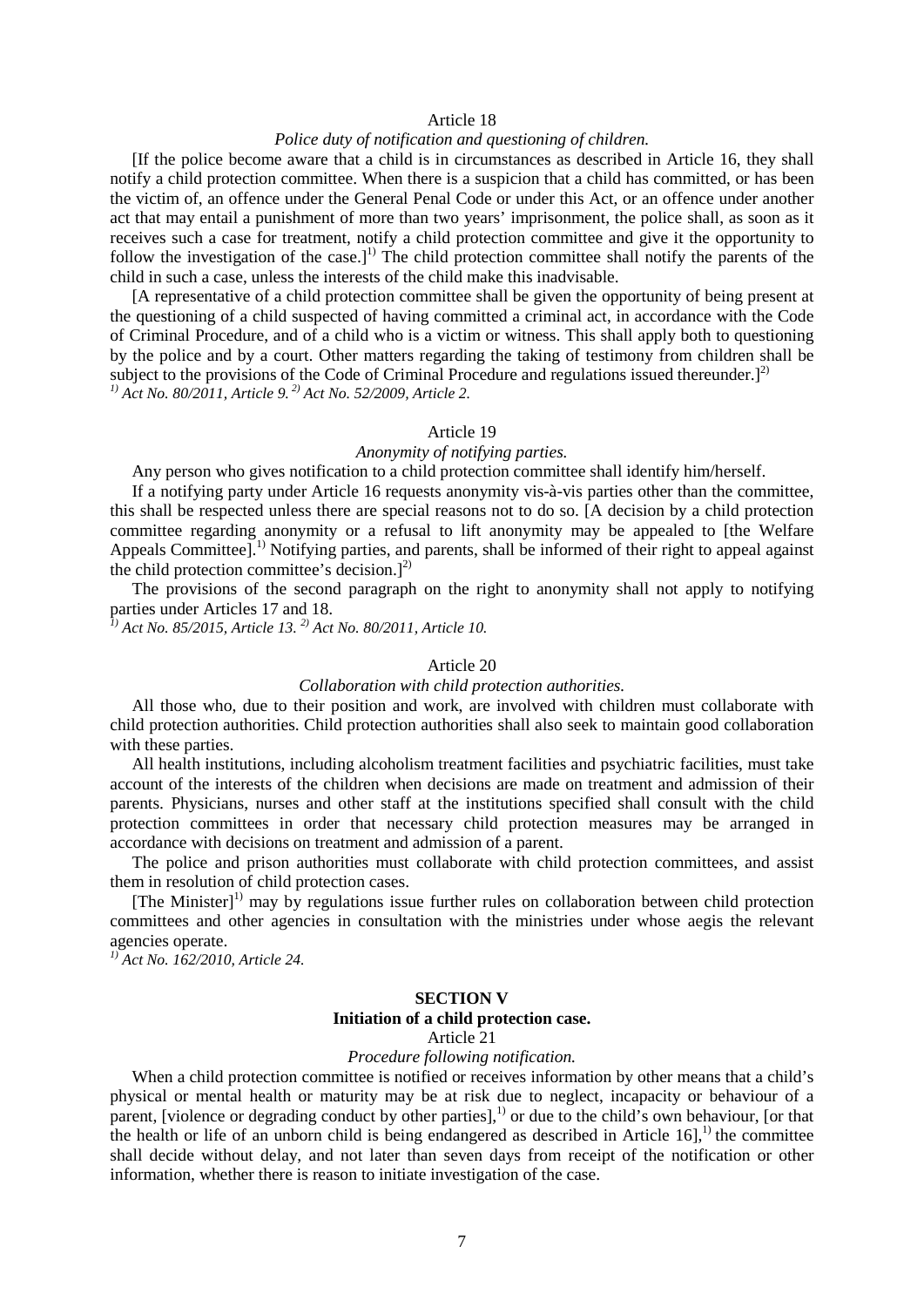Article 18

*Police duty of notification and questioning of children.*

[If the police become aware that a child is in circumstances as described in Article 16, they shall notify a child protection committee. When there is a suspicion that a child has committed, or has been the victim of, an offence under the General Penal Code or under this Act, or an offence under another act that may entail a punishment of more than two years' imprisonment, the police shall, as soon as it receives such a case for treatment, notify a child protection committee and give it the opportunity to follow the investigation of the case.][1)] The child protection committee shall notify the parents of the child in such a case, unless the interests of the child make this inadvisable.

[A representative of a child protection committee shall be given the opportunity of being present at the questioning of a child suspected of having committed a criminal act, in accordance with the Code of Criminal Procedure, and of a child who is a victim or witness. This shall apply both to questioning by the police and by a court. Other matters regarding the taking of testimony from children shall be subject to the provisions of the Code of Criminal Procedure and regulations issued thereunder.][2)]

*[1)] Act No. 80/2011, Article 9. [2)] Act No. 52/2009, Article 2.*

Article 19

*Anonymity of notifying parties.*

Any person who gives notification to a child protection committee shall identify him/herself.

If a notifying party under Article 16 requests anonymity vis-à-vis parties other than the committee, this shall be respected unless there are special reasons not to do so. [A decision by a child protection committee regarding anonymity or a refusal to lift anonymity may be appealed to [the Welfare Appeals Committee].[1)] Notifying parties, and parents, shall be informed of their right to appeal against the child protection committee's decision.][2)]

The provisions of the second paragraph on the right to anonymity shall not apply to notifying parties under Articles 17 and 18.

*[1)] Act No. 85/2015, Article 13. [2)] Act No. 80/2011, Article 10.*

Article 20

*Collaboration with child protection authorities.*

All those who, due to their position and work, are involved with children must collaborate with child protection authorities. Child protection authorities shall also seek to maintain good collaboration with these parties.

All health institutions, including alcoholism treatment facilities and psychiatric facilities, must take account of the interests of the children when decisions are made on treatment and admission of their parents. Physicians, nurses and other staff at the institutions specified shall consult with the child protection committees in order that necessary child protection measures may be arranged in accordance with decisions on treatment and admission of a parent.

The police and prison authorities must collaborate with child protection committees, and assist them in resolution of child protection cases.

[The Minister][1)] may by regulations issue further rules on collaboration between child protection committees and other agencies in consultation with the ministries under whose aegis the relevant agencies operate.

*[1)] Act No. 162/2010, Article 24.*

## SECTION V

## Initiation of a child protection case.

Article 21

*Procedure following notification.*

When a child protection committee is notified or receives information by other means that a child's physical or mental health or maturity may be at risk due to neglect, incapacity or behaviour of a parent, [violence or degrading conduct by other parties],[1)] or due to the child's own behaviour, [or that the health or life of an unborn child is being endangered as described in Article 16],[1)] the committee shall decide without delay, and not later than seven days from receipt of the notification or other information, whether there is reason to initiate investigation of the case.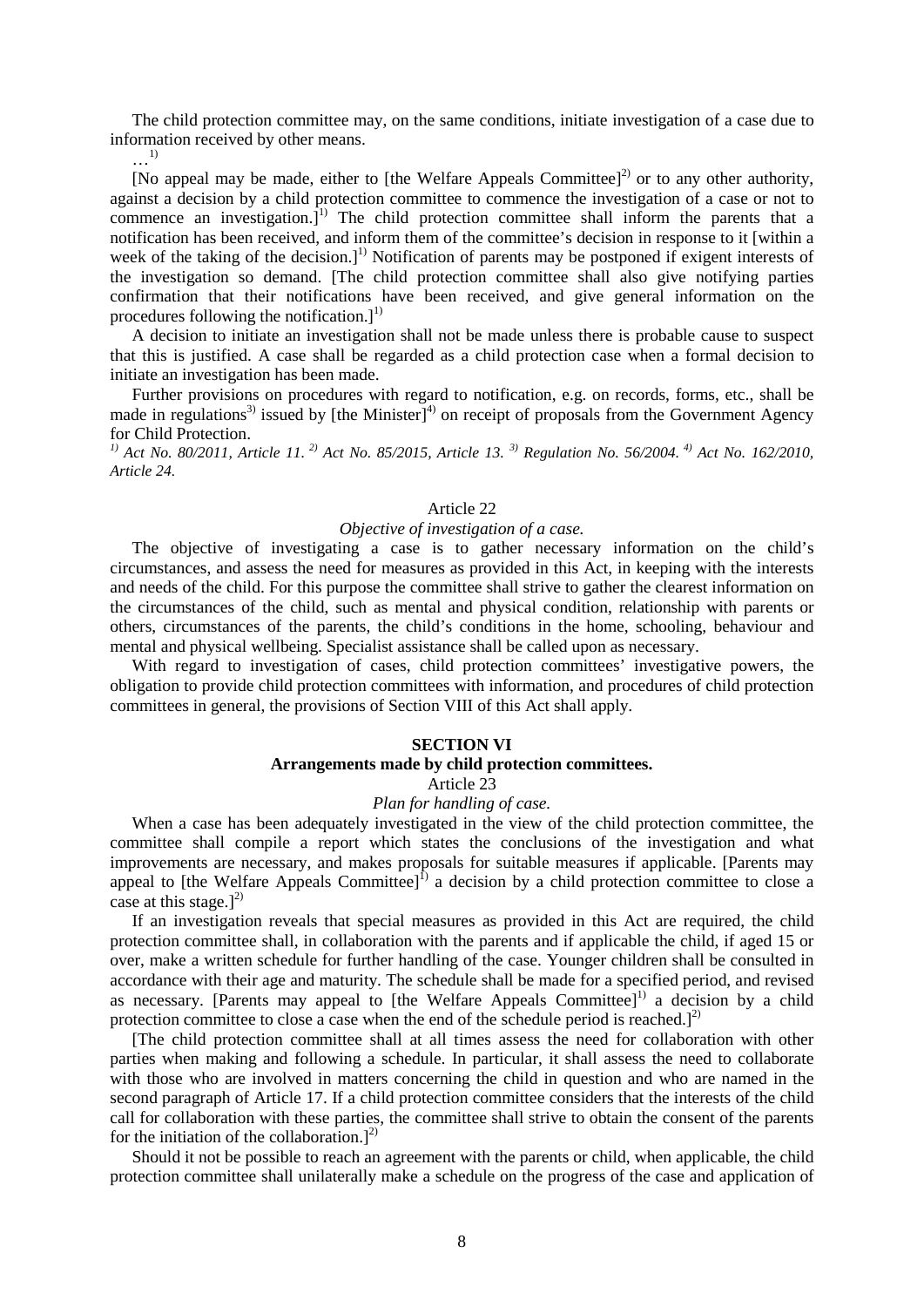The child protection committee may, on the same conditions, initiate investigation of a case due to information received by other means.

…[1)]

[No appeal may be made, either to [the Welfare Appeals Committee][2)] or to any other authority, against a decision by a child protection committee to commence the investigation of a case or not to commence an investigation.][1)] The child protection committee shall inform the parents that a notification has been received, and inform them of the committee's decision in response to it [within a week of the taking of the decision.][1)] Notification of parents may be postponed if exigent interests of the investigation so demand. [The child protection committee shall also give notifying parties confirmation that their notifications have been received, and give general information on the procedures following the notification.][1)]

A decision to initiate an investigation shall not be made unless there is probable cause to suspect that this is justified. A case shall be regarded as a child protection case when a formal decision to initiate an investigation has been made.

Further provisions on procedures with regard to notification, e.g. on records, forms, etc., shall be made in regulations[3)] issued by [the Minister][4)] on receipt of proposals from the Government Agency for Child Protection.

*[1)] Act No. 80/2011, Article 11. [2)] Act No. 85/2015, Article 13. [3)] Regulation No. 56/2004. [4)] Act No. 162/2010, Article 24.*

### Article 22

*Objective of investigation of a case.*

The objective of investigating a case is to gather necessary information on the child's circumstances, and assess the need for measures as provided in this Act, in keeping with the interests and needs of the child. For this purpose the committee shall strive to gather the clearest information on the circumstances of the child, such as mental and physical condition, relationship with parents or others, circumstances of the parents, the child's conditions in the home, schooling, behaviour and mental and physical wellbeing. Specialist assistance shall be called upon as necessary.

With regard to investigation of cases, child protection committees' investigative powers, the obligation to provide child protection committees with information, and procedures of child protection committees in general, the provisions of Section VIII of this Act shall apply.

## SECTION VI

## Arrangements made by child protection committees.

### Article 23

*Plan for handling of case.*

When a case has been adequately investigated in the view of the child protection committee, the committee shall compile a report which states the conclusions of the investigation and what improvements are necessary, and makes proposals for suitable measures if applicable. [Parents may appeal to [the Welfare Appeals Committee][1)] a decision by a child protection committee to close a case at this stage.][2)]

If an investigation reveals that special measures as provided in this Act are required, the child protection committee shall, in collaboration with the parents and if applicable the child, if aged 15 or over, make a written schedule for further handling of the case. Younger children shall be consulted in accordance with their age and maturity. The schedule shall be made for a specified period, and revised as necessary. [Parents may appeal to [the Welfare Appeals Committee][1)] a decision by a child protection committee to close a case when the end of the schedule period is reached.][2)]

[The child protection committee shall at all times assess the need for collaboration with other parties when making and following a schedule. In particular, it shall assess the need to collaborate with those who are involved in matters concerning the child in question and who are named in the second paragraph of Article 17. If a child protection committee considers that the interests of the child call for collaboration with these parties, the committee shall strive to obtain the consent of the parents for the initiation of the collaboration.][2)]

Should it not be possible to reach an agreement with the parents or child, when applicable, the child protection committee shall unilaterally make a schedule on the progress of the case and application of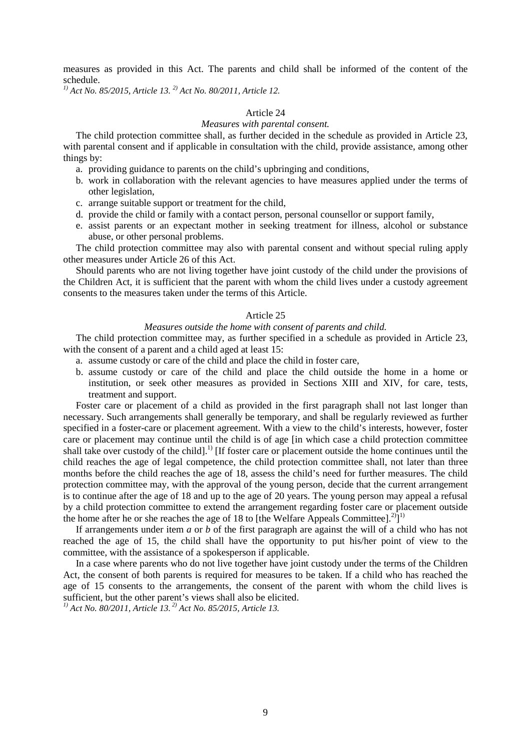measures as provided in this Act. The parents and child shall be informed of the content of the schedule.

*[1] Act No. 85/2015, Article 13. [2] Act No. 80/2011, Article 12.*

Article 24

*Measures with parental consent.*

The child protection committee shall, as further decided in the schedule as provided in Article 23, with parental consent and if applicable in consultation with the child, provide assistance, among other things by:

a. providing guidance to parents on the child's upbringing and conditions,
b. work in collaboration with the relevant agencies to have measures applied under the terms of other legislation,
c. arrange suitable support or treatment for the child,
d. provide the child or family with a contact person, personal counsellor or support family,
e. assist parents or an expectant mother in seeking treatment for illness, alcohol or substance abuse, or other personal problems.

The child protection committee may also with parental consent and without special ruling apply other measures under Article 26 of this Act.

Should parents who are not living together have joint custody of the child under the provisions of the Children Act, it is sufficient that the parent with whom the child lives under a custody agreement consents to the measures taken under the terms of this Article.

Article 25

*Measures outside the home with consent of parents and child.*

The child protection committee may, as further specified in a schedule as provided in Article 23, with the consent of a parent and a child aged at least 15:

a. assume custody or care of the child and place the child in foster care,
b. assume custody or care of the child and place the child outside the home in a home or institution, or seek other measures as provided in Sections XIII and XIV, for care, tests, treatment and support.

Foster care or placement of a child as provided in the first paragraph shall not last longer than necessary. Such arrangements shall generally be temporary, and shall be regularly reviewed as further specified in a foster-care or placement agreement. With a view to the child's interests, however, foster care or placement may continue until the child is of age [in which case a child protection committee shall take over custody of the child].[1] [If foster care or placement outside the home continues until the child reaches the age of legal competence, the child protection committee shall, not later than three months before the child reaches the age of 18, assess the child's need for further measures. The child protection committee may, with the approval of the young person, decide that the current arrangement is to continue after the age of 18 and up to the age of 20 years. The young person may appeal a refusal by a child protection committee to extend the arrangement regarding foster care or placement outside the home after he or she reaches the age of 18 to [the Welfare Appeals Committee].[2]][1]

If arrangements under item *a* or *b* of the first paragraph are against the will of a child who has not reached the age of 15, the child shall have the opportunity to put his/her point of view to the committee, with the assistance of a spokesperson if applicable.

In a case where parents who do not live together have joint custody under the terms of the Children Act, the consent of both parents is required for measures to be taken. If a child who has reached the age of 15 consents to the arrangements, the consent of the parent with whom the child lives is sufficient, but the other parent's views shall also be elicited.

*[1] Act No. 80/2011, Article 13. [2] Act No. 85/2015, Article 13.*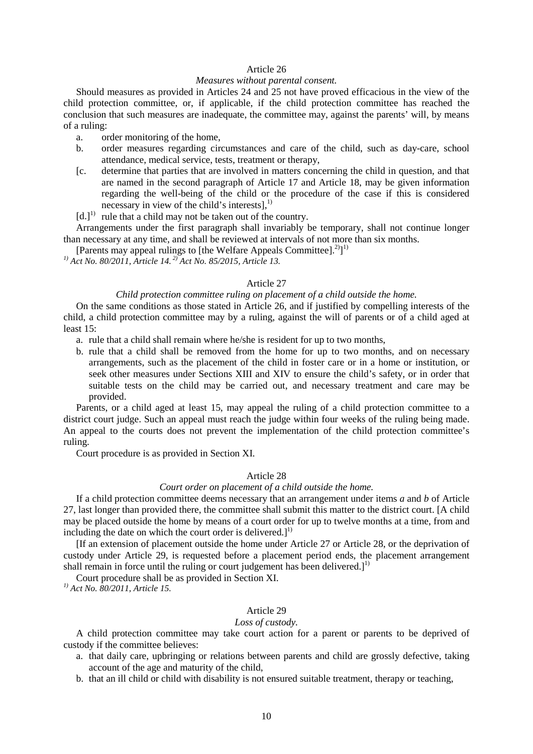Article 26

*Measures without parental consent.*

Should measures as provided in Articles 24 and 25 not have proved efficacious in the view of the child protection committee, or, if applicable, if the child protection committee has reached the conclusion that such measures are inadequate, the committee may, against the parents' will, by means of a ruling:

a. order monitoring of the home,
b. order measures regarding circumstances and care of the child, such as day-care, school attendance, medical service, tests, treatment or therapy,
[c. determine that parties that are involved in matters concerning the child in question, and that are named in the second paragraph of Article 17 and Article 18, may be given information regarding the well-being of the child or the procedure of the case if this is considered necessary in view of the child's interests],[1)]

[d.][1)] rule that a child may not be taken out of the country.

Arrangements under the first paragraph shall invariably be temporary, shall not continue longer than necessary at any time, and shall be reviewed at intervals of not more than six months.

[Parents may appeal rulings to [the Welfare Appeals Committee].[2)]][1)]

*[1)] Act No. 80/2011, Article 14. [2)] Act No. 85/2015, Article 13.*

Article 27

*Child protection committee ruling on placement of a child outside the home.*

On the same conditions as those stated in Article 26, and if justified by compelling interests of the child, a child protection committee may by a ruling, against the will of parents or of a child aged at least 15:

a. rule that a child shall remain where he/she is resident for up to two months,
b. rule that a child shall be removed from the home for up to two months, and on necessary arrangements, such as the placement of the child in foster care or in a home or institution, or seek other measures under Sections XIII and XIV to ensure the child's safety, or in order that suitable tests on the child may be carried out, and necessary treatment and care may be provided.

Parents, or a child aged at least 15, may appeal the ruling of a child protection committee to a district court judge. Such an appeal must reach the judge within four weeks of the ruling being made. An appeal to the courts does not prevent the implementation of the child protection committee's ruling.

Court procedure is as provided in Section XI.

Article 28

*Court order on placement of a child outside the home.*

If a child protection committee deems necessary that an arrangement under items *a* and *b* of Article 27, last longer than provided there, the committee shall submit this matter to the district court. [A child may be placed outside the home by means of a court order for up to twelve months at a time, from and including the date on which the court order is delivered.][1)]

[If an extension of placement outside the home under Article 27 or Article 28, or the deprivation of custody under Article 29, is requested before a placement period ends, the placement arrangement shall remain in force until the ruling or court judgement has been delivered.][1)]

Court procedure shall be as provided in Section XI.

*[1)] Act No. 80/2011, Article 15.*

Article 29

*Loss of custody.*

A child protection committee may take court action for a parent or parents to be deprived of custody if the committee believes:

a. that daily care, upbringing or relations between parents and child are grossly defective, taking account of the age and maturity of the child,
b. that an ill child or child with disability is not ensured suitable treatment, therapy or teaching,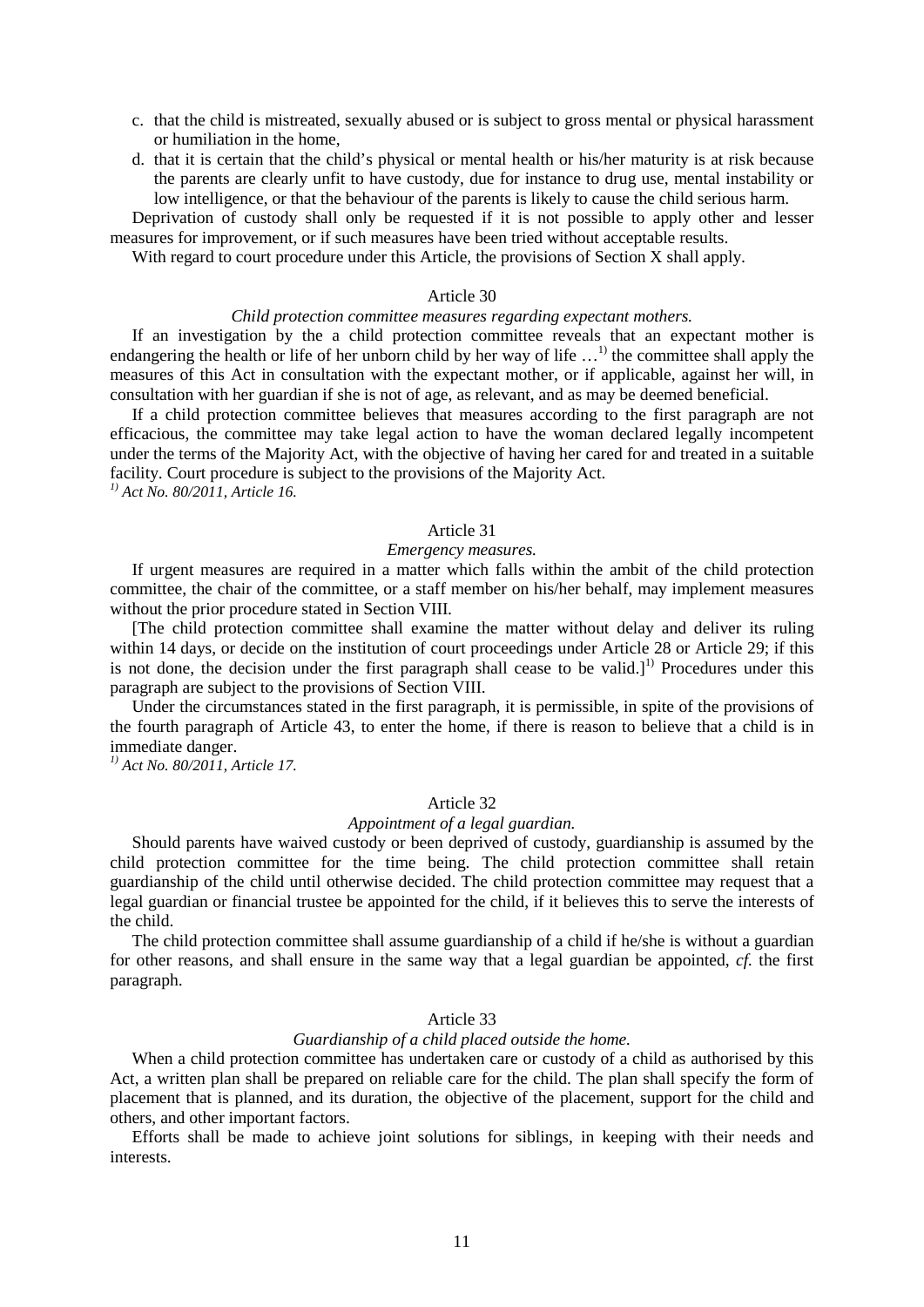c. that the child is mistreated, sexually abused or is subject to gross mental or physical harassment or humiliation in the home,
d. that it is certain that the child's physical or mental health or his/her maturity is at risk because the parents are clearly unfit to have custody, due for instance to drug use, mental instability or low intelligence, or that the behaviour of the parents is likely to cause the child serious harm.

Deprivation of custody shall only be requested if it is not possible to apply other and lesser measures for improvement, or if such measures have been tried without acceptable results.

With regard to court procedure under this Article, the provisions of Section X shall apply.

Article 30

*Child protection committee measures regarding expectant mothers.*

If an investigation by the a child protection committee reveals that an expectant mother is endangering the health or life of her unborn child by her way of life …[1)] the committee shall apply the measures of this Act in consultation with the expectant mother, or if applicable, against her will, in consultation with her guardian if she is not of age, as relevant, and as may be deemed beneficial.

If a child protection committee believes that measures according to the first paragraph are not efficacious, the committee may take legal action to have the woman declared legally incompetent under the terms of the Majority Act, with the objective of having her cared for and treated in a suitable facility. Court procedure is subject to the provisions of the Majority Act.

*[1)] Act No. 80/2011, Article 16.*

Article 31

*Emergency measures.*

If urgent measures are required in a matter which falls within the ambit of the child protection committee, the chair of the committee, or a staff member on his/her behalf, may implement measures without the prior procedure stated in Section VIII.

[The child protection committee shall examine the matter without delay and deliver its ruling within 14 days, or decide on the institution of court proceedings under Article 28 or Article 29; if this is not done, the decision under the first paragraph shall cease to be valid.][1)] Procedures under this paragraph are subject to the provisions of Section VIII.

Under the circumstances stated in the first paragraph, it is permissible, in spite of the provisions of the fourth paragraph of Article 43, to enter the home, if there is reason to believe that a child is in immediate danger.

*[1)] Act No. 80/2011, Article 17.*

Article 32

*Appointment of a legal guardian.*

Should parents have waived custody or been deprived of custody, guardianship is assumed by the child protection committee for the time being. The child protection committee shall retain guardianship of the child until otherwise decided. The child protection committee may request that a legal guardian or financial trustee be appointed for the child, if it believes this to serve the interests of the child.

The child protection committee shall assume guardianship of a child if he/she is without a guardian for other reasons, and shall ensure in the same way that a legal guardian be appointed, *cf.* the first paragraph.

Article 33

*Guardianship of a child placed outside the home.*

When a child protection committee has undertaken care or custody of a child as authorised by this Act, a written plan shall be prepared on reliable care for the child. The plan shall specify the form of placement that is planned, and its duration, the objective of the placement, support for the child and others, and other important factors.

Efforts shall be made to achieve joint solutions for siblings, in keeping with their needs and interests.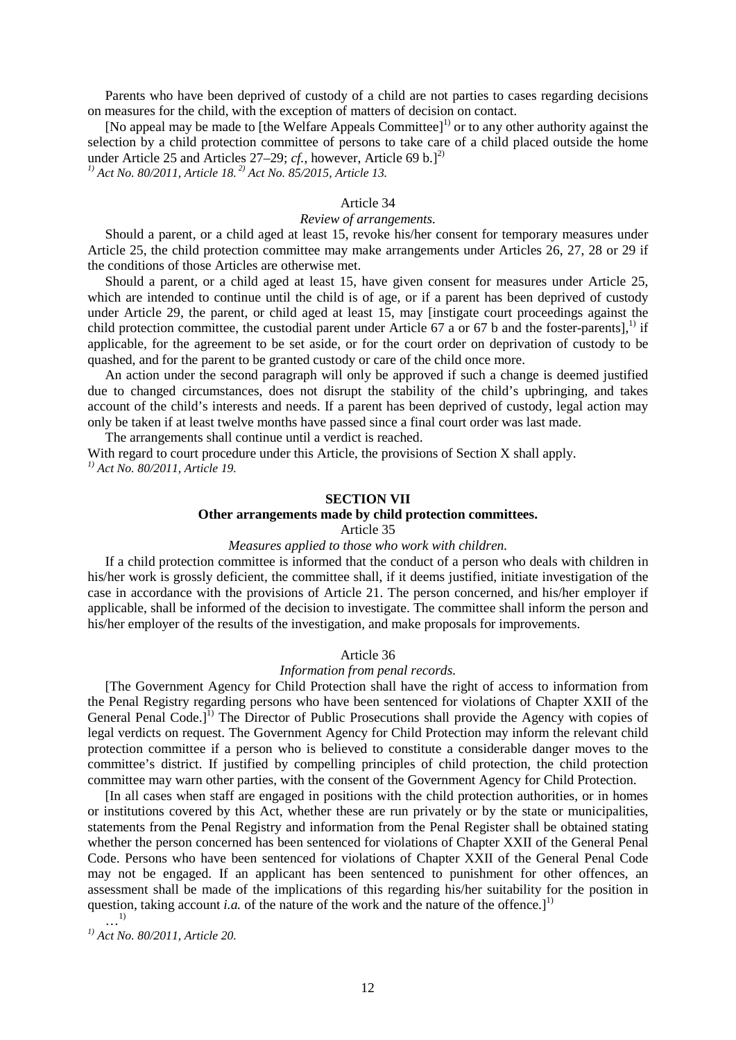Parents who have been deprived of custody of a child are not parties to cases regarding decisions on measures for the child, with the exception of matters of decision on contact.

[No appeal may be made to [the Welfare Appeals Committee][1] or to any other authority against the selection by a child protection committee of persons to take care of a child placed outside the home under Article 25 and Articles 27–29; *cf.,* however, Article 69 b.][2]

*[1] Act No. 80/2011, Article 18. [2] Act No. 85/2015, Article 13.*

Article 34

*Review of arrangements.*

Should a parent, or a child aged at least 15, revoke his/her consent for temporary measures under Article 25, the child protection committee may make arrangements under Articles 26, 27, 28 or 29 if the conditions of those Articles are otherwise met.

Should a parent, or a child aged at least 15, have given consent for measures under Article 25, which are intended to continue until the child is of age, or if a parent has been deprived of custody under Article 29, the parent, or child aged at least 15, may [instigate court proceedings against the child protection committee, the custodial parent under Article 67 a or 67 b and the foster-parents],[1] if applicable, for the agreement to be set aside, or for the court order on deprivation of custody to be quashed, and for the parent to be granted custody or care of the child once more.

An action under the second paragraph will only be approved if such a change is deemed justified due to changed circumstances, does not disrupt the stability of the child's upbringing, and takes account of the child's interests and needs. If a parent has been deprived of custody, legal action may only be taken if at least twelve months have passed since a final court order was last made.

The arrangements shall continue until a verdict is reached.

With regard to court procedure under this Article, the provisions of Section X shall apply.

*[1] Act No. 80/2011, Article 19.*

## SECTION VII

### Other arrangements made by child protection committees.

Article 35

*Measures applied to those who work with children.*

If a child protection committee is informed that the conduct of a person who deals with children in his/her work is grossly deficient, the committee shall, if it deems justified, initiate investigation of the case in accordance with the provisions of Article 21. The person concerned, and his/her employer if applicable, shall be informed of the decision to investigate. The committee shall inform the person and his/her employer of the results of the investigation, and make proposals for improvements.

Article 36

*Information from penal records.*

[The Government Agency for Child Protection shall have the right of access to information from the Penal Registry regarding persons who have been sentenced for violations of Chapter XXII of the General Penal Code.][1] The Director of Public Prosecutions shall provide the Agency with copies of legal verdicts on request. The Government Agency for Child Protection may inform the relevant child protection committee if a person who is believed to constitute a considerable danger moves to the committee's district. If justified by compelling principles of child protection, the child protection committee may warn other parties, with the consent of the Government Agency for Child Protection.

[In all cases when staff are engaged in positions with the child protection authorities, or in homes or institutions covered by this Act, whether these are run privately or by the state or municipalities, statements from the Penal Registry and information from the Penal Register shall be obtained stating whether the person concerned has been sentenced for violations of Chapter XXII of the General Penal Code. Persons who have been sentenced for violations of Chapter XXII of the General Penal Code may not be engaged. If an applicant has been sentenced to punishment for other offences, an assessment shall be made of the implications of this regarding his/her suitability for the position in question, taking account *i.a.* of the nature of the work and the nature of the offence.][1]

…[1]

*[1] Act No. 80/2011, Article 20.*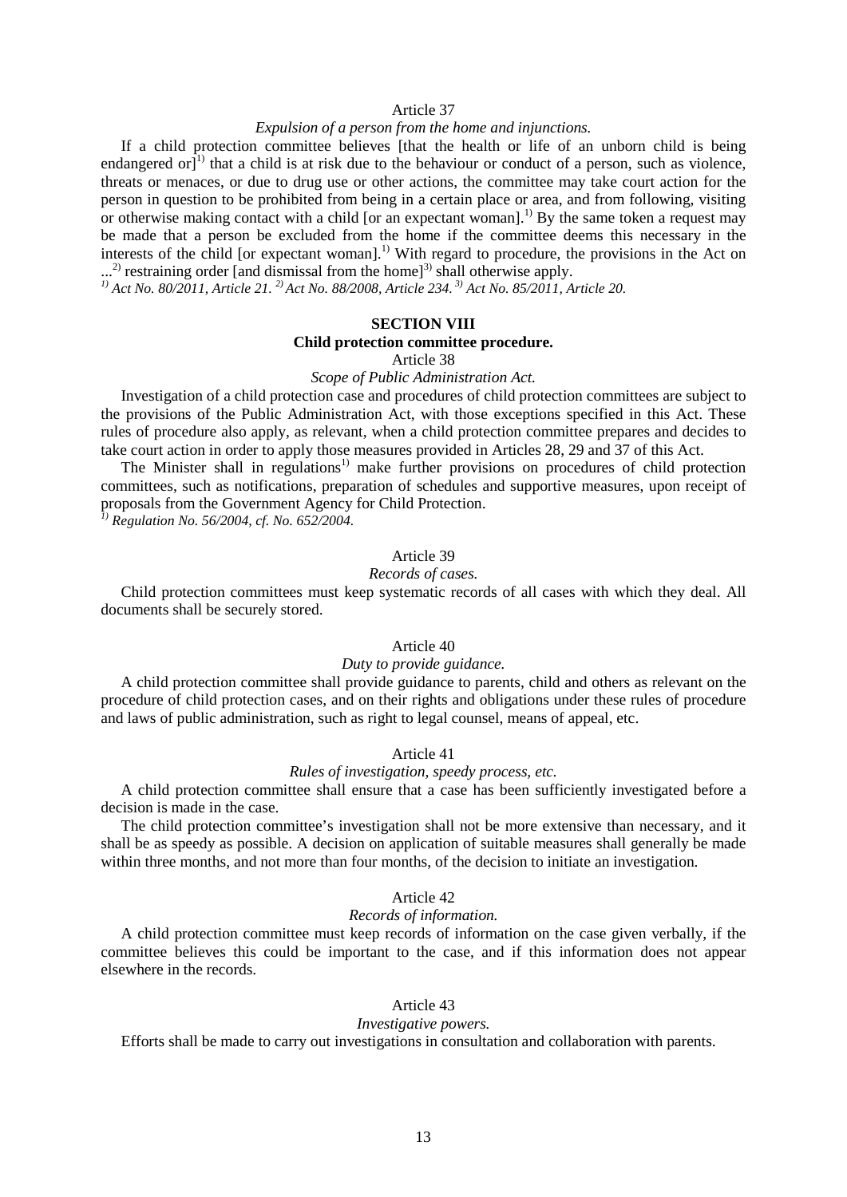Article 37

*Expulsion of a person from the home and injunctions.*

If a child protection committee believes [that the health or life of an unborn child is being endangered or][1)] that a child is at risk due to the behaviour or conduct of a person, such as violence, threats or menaces, or due to drug use or other actions, the committee may take court action for the person in question to be prohibited from being in a certain place or area, and from following, visiting or otherwise making contact with a child [or an expectant woman].[1)] By the same token a request may be made that a person be excluded from the home if the committee deems this necessary in the interests of the child [or expectant woman].[1)] With regard to procedure, the provisions in the Act on ...[2)] restraining order [and dismissal from the home][3)] shall otherwise apply.

*[1)] Act No. 80/2011, Article 21. [2)] Act No. 88/2008, Article 234. [3)] Act No. 85/2011, Article 20.*

## SECTION VIII

### Child protection committee procedure.

Article 38

*Scope of Public Administration Act.*

Investigation of a child protection case and procedures of child protection committees are subject to the provisions of the Public Administration Act, with those exceptions specified in this Act. These rules of procedure also apply, as relevant, when a child protection committee prepares and decides to take court action in order to apply those measures provided in Articles 28, 29 and 37 of this Act.

The Minister shall in regulations[1)] make further provisions on procedures of child protection committees, such as notifications, preparation of schedules and supportive measures, upon receipt of proposals from the Government Agency for Child Protection.

*[1)] Regulation No. 56/2004, cf. No. 652/2004.*

Article 39

*Records of cases.*

Child protection committees must keep systematic records of all cases with which they deal. All documents shall be securely stored.

Article 40

*Duty to provide guidance.*

A child protection committee shall provide guidance to parents, child and others as relevant on the procedure of child protection cases, and on their rights and obligations under these rules of procedure and laws of public administration, such as right to legal counsel, means of appeal, etc.

Article 41

*Rules of investigation, speedy process, etc.*

A child protection committee shall ensure that a case has been sufficiently investigated before a decision is made in the case.

The child protection committee's investigation shall not be more extensive than necessary, and it shall be as speedy as possible. A decision on application of suitable measures shall generally be made within three months, and not more than four months, of the decision to initiate an investigation.

Article 42

*Records of information.*

A child protection committee must keep records of information on the case given verbally, if the committee believes this could be important to the case, and if this information does not appear elsewhere in the records.

Article 43

*Investigative powers.*

Efforts shall be made to carry out investigations in consultation and collaboration with parents.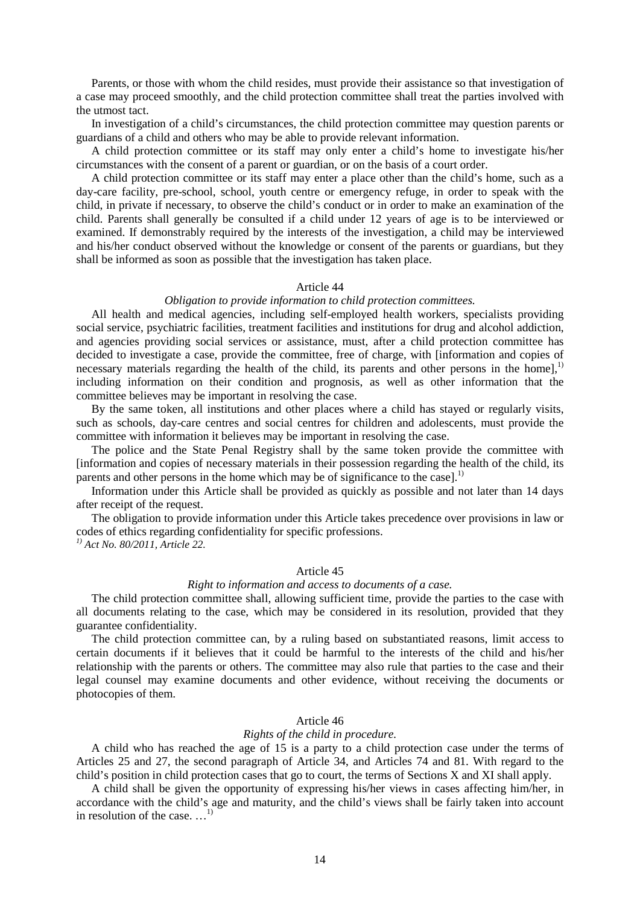Parents, or those with whom the child resides, must provide their assistance so that investigation of a case may proceed smoothly, and the child protection committee shall treat the parties involved with the utmost tact.

In investigation of a child's circumstances, the child protection committee may question parents or guardians of a child and others who may be able to provide relevant information.

A child protection committee or its staff may only enter a child's home to investigate his/her circumstances with the consent of a parent or guardian, or on the basis of a court order.

A child protection committee or its staff may enter a place other than the child's home, such as a day-care facility, pre-school, school, youth centre or emergency refuge, in order to speak with the child, in private if necessary, to observe the child's conduct or in order to make an examination of the child. Parents shall generally be consulted if a child under 12 years of age is to be interviewed or examined. If demonstrably required by the interests of the investigation, a child may be interviewed and his/her conduct observed without the knowledge or consent of the parents or guardians, but they shall be informed as soon as possible that the investigation has taken place.

### Article 44

*Obligation to provide information to child protection committees.*

All health and medical agencies, including self-employed health workers, specialists providing social service, psychiatric facilities, treatment facilities and institutions for drug and alcohol addiction, and agencies providing social services or assistance, must, after a child protection committee has decided to investigate a case, provide the committee, free of charge, with [information and copies of necessary materials regarding the health of the child, its parents and other persons in the home],[1] including information on their condition and prognosis, as well as other information that the committee believes may be important in resolving the case.

By the same token, all institutions and other places where a child has stayed or regularly visits, such as schools, day-care centres and social centres for children and adolescents, must provide the committee with information it believes may be important in resolving the case.

The police and the State Penal Registry shall by the same token provide the committee with [information and copies of necessary materials in their possession regarding the health of the child, its parents and other persons in the home which may be of significance to the case].[1]

Information under this Article shall be provided as quickly as possible and not later than 14 days after receipt of the request.

The obligation to provide information under this Article takes precedence over provisions in law or codes of ethics regarding confidentiality for specific professions.

*[1] Act No. 80/2011, Article 22.*

### Article 45

*Right to information and access to documents of a case.*

The child protection committee shall, allowing sufficient time, provide the parties to the case with all documents relating to the case, which may be considered in its resolution, provided that they guarantee confidentiality.

The child protection committee can, by a ruling based on substantiated reasons, limit access to certain documents if it believes that it could be harmful to the interests of the child and his/her relationship with the parents or others. The committee may also rule that parties to the case and their legal counsel may examine documents and other evidence, without receiving the documents or photocopies of them.

### Article 46

*Rights of the child in procedure.*

A child who has reached the age of 15 is a party to a child protection case under the terms of Articles 25 and 27, the second paragraph of Article 34, and Articles 74 and 81. With regard to the child's position in child protection cases that go to court, the terms of Sections X and XI shall apply.

A child shall be given the opportunity of expressing his/her views in cases affecting him/her, in accordance with the child's age and maturity, and the child's views shall be fairly taken into account in resolution of the case. …[1]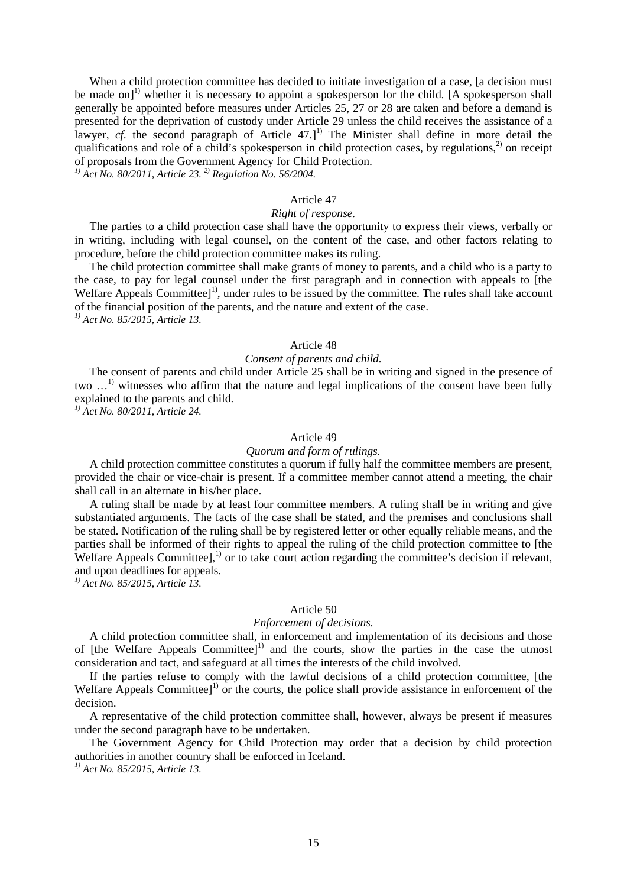When a child protection committee has decided to initiate investigation of a case, [a decision must be made on][1)] whether it is necessary to appoint a spokesperson for the child. [A spokesperson shall generally be appointed before measures under Articles 25, 27 or 28 are taken and before a demand is presented for the deprivation of custody under Article 29 unless the child receives the assistance of a lawyer, *cf.* the second paragraph of Article 47.][1)] The Minister shall define in more detail the qualifications and role of a child's spokesperson in child protection cases, by regulations,[2)] on receipt of proposals from the Government Agency for Child Protection.

*[1)] Act No. 80/2011, Article 23. [2)] Regulation No. 56/2004.*

### Article 47

*Right of response.*

The parties to a child protection case shall have the opportunity to express their views, verbally or in writing, including with legal counsel, on the content of the case, and other factors relating to procedure, before the child protection committee makes its ruling.

The child protection committee shall make grants of money to parents, and a child who is a party to the case, to pay for legal counsel under the first paragraph and in connection with appeals to [the Welfare Appeals Committee][1)], under rules to be issued by the committee. The rules shall take account of the financial position of the parents, and the nature and extent of the case.

*[1)] Act No. 85/2015, Article 13.*

### Article 48

*Consent of parents and child.*

The consent of parents and child under Article 25 shall be in writing and signed in the presence of two …[1)] witnesses who affirm that the nature and legal implications of the consent have been fully explained to the parents and child.

*[1)] Act No. 80/2011, Article 24.*

### Article 49

*Quorum and form of rulings.*

A child protection committee constitutes a quorum if fully half the committee members are present, provided the chair or vice-chair is present. If a committee member cannot attend a meeting, the chair shall call in an alternate in his/her place.

A ruling shall be made by at least four committee members. A ruling shall be in writing and give substantiated arguments. The facts of the case shall be stated, and the premises and conclusions shall be stated. Notification of the ruling shall be by registered letter or other equally reliable means, and the parties shall be informed of their rights to appeal the ruling of the child protection committee to [the Welfare Appeals Committee],[1)] or to take court action regarding the committee's decision if relevant, and upon deadlines for appeals.

*[1)] Act No. 85/2015, Article 13.*

### Article 50

*Enforcement of decisions.*

A child protection committee shall, in enforcement and implementation of its decisions and those of [the Welfare Appeals Committee][1)] and the courts, show the parties in the case the utmost consideration and tact, and safeguard at all times the interests of the child involved.

If the parties refuse to comply with the lawful decisions of a child protection committee, [the Welfare Appeals Committee][1)] or the courts, the police shall provide assistance in enforcement of the decision.

A representative of the child protection committee shall, however, always be present if measures under the second paragraph have to be undertaken.

The Government Agency for Child Protection may order that a decision by child protection authorities in another country shall be enforced in Iceland.

*[1)] Act No. 85/2015, Article 13.*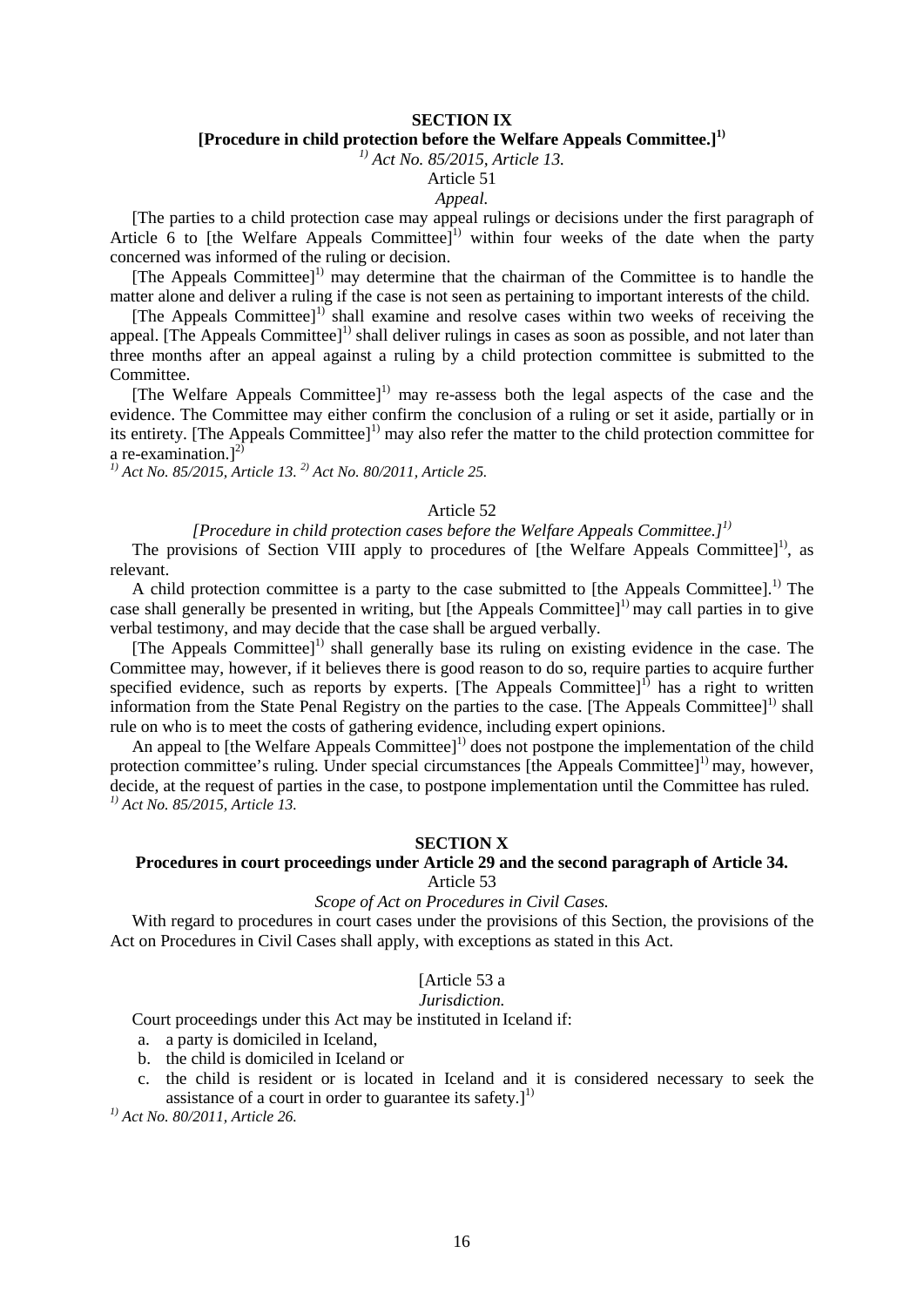## SECTION IX

### [Procedure in child protection before the Welfare Appeals Committee.][1)]

*[1)] Act No. 85/2015, Article 13.*

Article 51

*Appeal.*

[The parties to a child protection case may appeal rulings or decisions under the first paragraph of Article 6 to [the Welfare Appeals Committee][1)] within four weeks of the date when the party concerned was informed of the ruling or decision.

[The Appeals Committee][1)] may determine that the chairman of the Committee is to handle the matter alone and deliver a ruling if the case is not seen as pertaining to important interests of the child.

[The Appeals Committee][1)] shall examine and resolve cases within two weeks of receiving the appeal. [The Appeals Committee][1)] shall deliver rulings in cases as soon as possible, and not later than three months after an appeal against a ruling by a child protection committee is submitted to the Committee.

[The Welfare Appeals Committee][1)] may re-assess both the legal aspects of the case and the evidence. The Committee may either confirm the conclusion of a ruling or set it aside, partially or in its entirety. [The Appeals Committee][1)] may also refer the matter to the child protection committee for a re-examination.][2)]

*[1)] Act No. 85/2015, Article 13. [2)] Act No. 80/2011, Article 25.*

Article 52

*[Procedure in child protection cases before the Welfare Appeals Committee.][1)]*

The provisions of Section VIII apply to procedures of [the Welfare Appeals Committee][1)], as relevant.

A child protection committee is a party to the case submitted to [the Appeals Committee].[1)] The case shall generally be presented in writing, but [the Appeals Committee][1)] may call parties in to give verbal testimony, and may decide that the case shall be argued verbally.

[The Appeals Committee][1)] shall generally base its ruling on existing evidence in the case. The Committee may, however, if it believes there is good reason to do so, require parties to acquire further specified evidence, such as reports by experts. [The Appeals Committee][1)] has a right to written information from the State Penal Registry on the parties to the case. [The Appeals Committee][1)] shall rule on who is to meet the costs of gathering evidence, including expert opinions.

An appeal to [the Welfare Appeals Committee][1)] does not postpone the implementation of the child protection committee's ruling. Under special circumstances [the Appeals Committee][1)] may, however, decide, at the request of parties in the case, to postpone implementation until the Committee has ruled.

*[1)] Act No. 85/2015, Article 13.*

## SECTION X

### Procedures in court proceedings under Article 29 and the second paragraph of Article 34.

Article 53

*Scope of Act on Procedures in Civil Cases.*

With regard to procedures in court cases under the provisions of this Section, the provisions of the Act on Procedures in Civil Cases shall apply, with exceptions as stated in this Act.

[Article 53 a

*Jurisdiction.*

Court proceedings under this Act may be instituted in Iceland if:

a. a party is domiciled in Iceland,
b. the child is domiciled in Iceland or
c. the child is resident or is located in Iceland and it is considered necessary to seek the assistance of a court in order to guarantee its safety.][1)]

*[1)] Act No. 80/2011, Article 26.*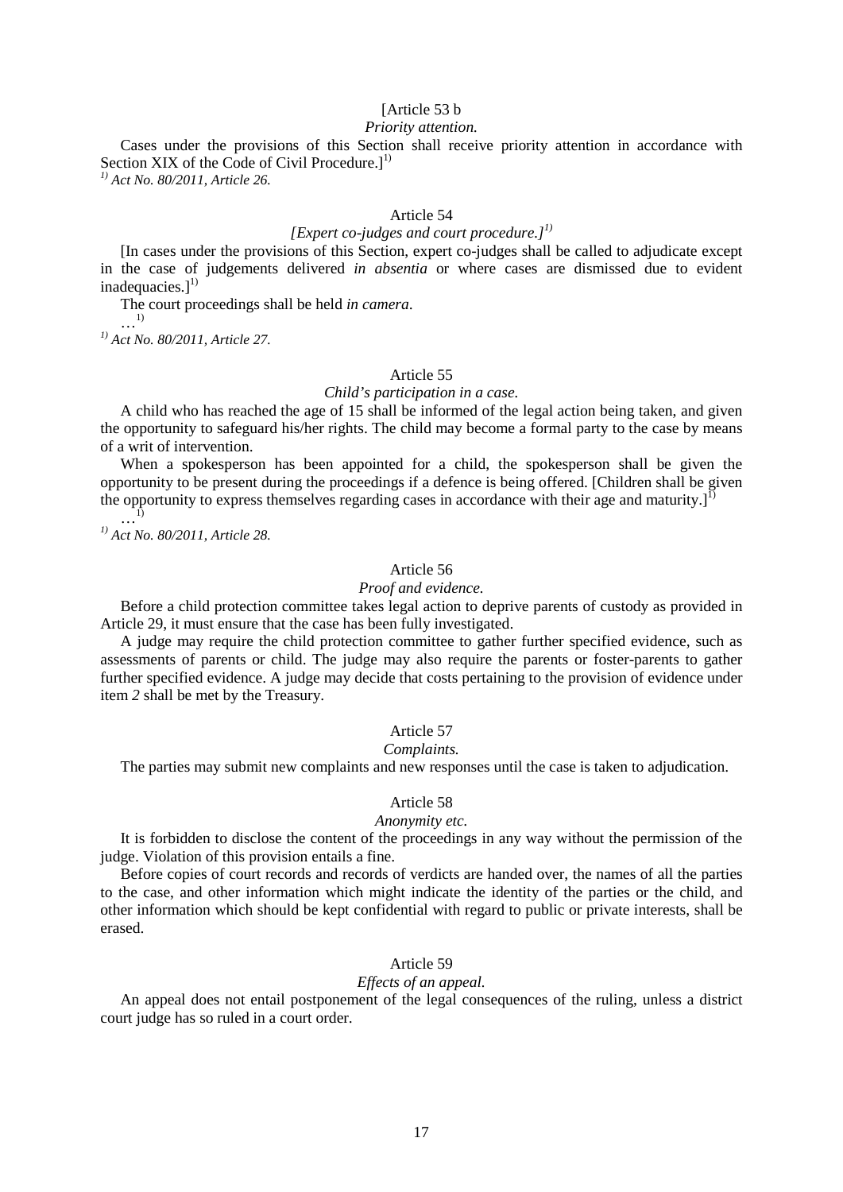[Article 53 b

*Priority attention.*

Cases under the provisions of this Section shall receive priority attention in accordance with Section XIX of the Code of Civil Procedure.][1)]

*[1)] Act No. 80/2011, Article 26.*

Article 54

*[Expert co-judges and court procedure.][1)]*

[In cases under the provisions of this Section, expert co-judges shall be called to adjudicate except in the case of judgements delivered *in absentia* or where cases are dismissed due to evident inadequacies.][1)]

The court proceedings shall be held *in camera*.

…[1)]

*[1)] Act No. 80/2011, Article 27.*

Article 55

*Child's participation in a case.*

A child who has reached the age of 15 shall be informed of the legal action being taken, and given the opportunity to safeguard his/her rights. The child may become a formal party to the case by means of a writ of intervention.

When a spokesperson has been appointed for a child, the spokesperson shall be given the opportunity to be present during the proceedings if a defence is being offered. [Children shall be given the opportunity to express themselves regarding cases in accordance with their age and maturity.][1)]

…[1)]

*[1)] Act No. 80/2011, Article 28.*

Article 56

*Proof and evidence.*

Before a child protection committee takes legal action to deprive parents of custody as provided in Article 29, it must ensure that the case has been fully investigated.

A judge may require the child protection committee to gather further specified evidence, such as assessments of parents or child. The judge may also require the parents or foster-parents to gather further specified evidence. A judge may decide that costs pertaining to the provision of evidence under item *2* shall be met by the Treasury.

Article 57

*Complaints.*

The parties may submit new complaints and new responses until the case is taken to adjudication.

Article 58

*Anonymity etc.*

It is forbidden to disclose the content of the proceedings in any way without the permission of the judge. Violation of this provision entails a fine.

Before copies of court records and records of verdicts are handed over, the names of all the parties to the case, and other information which might indicate the identity of the parties or the child, and other information which should be kept confidential with regard to public or private interests, shall be erased.

Article 59

*Effects of an appeal.*

An appeal does not entail postponement of the legal consequences of the ruling, unless a district court judge has so ruled in a court order.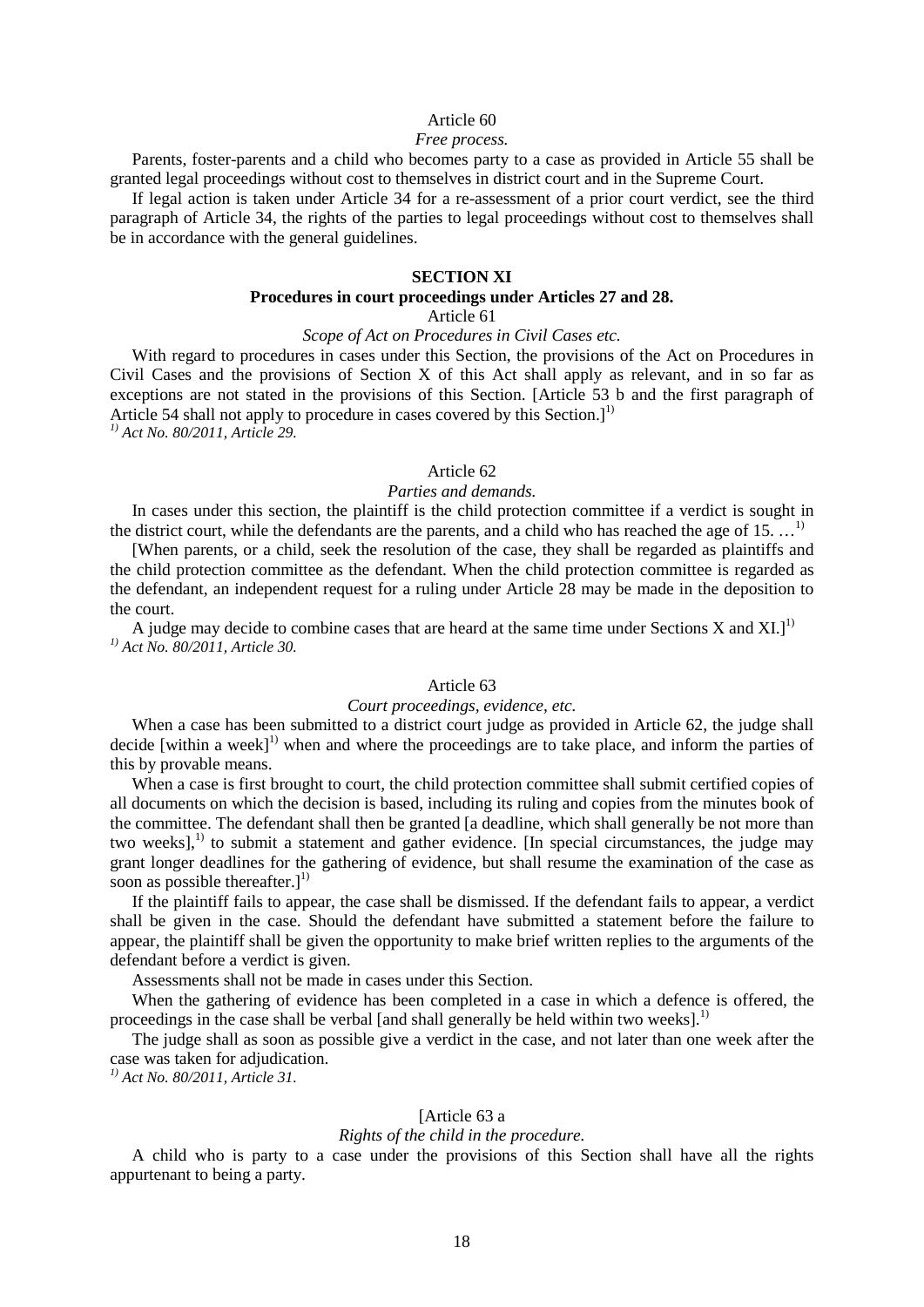Article 60

*Free process.*

Parents, foster-parents and a child who becomes party to a case as provided in Article 55 shall be granted legal proceedings without cost to themselves in district court and in the Supreme Court.

If legal action is taken under Article 34 for a re-assessment of a prior court verdict, see the third paragraph of Article 34, the rights of the parties to legal proceedings without cost to themselves shall be in accordance with the general guidelines.

**SECTION XI**

**Procedures in court proceedings under Articles 27 and 28.**

Article 61

*Scope of Act on Procedures in Civil Cases etc.*

With regard to procedures in cases under this Section, the provisions of the Act on Procedures in Civil Cases and the provisions of Section X of this Act shall apply as relevant, and in so far as exceptions are not stated in the provisions of this Section. [Article 53 b and the first paragraph of Article 54 shall not apply to procedure in cases covered by this Section.][1)]

*[1)] Act No. 80/2011, Article 29.*

Article 62

*Parties and demands.*

In cases under this section, the plaintiff is the child protection committee if a verdict is sought in the district court, while the defendants are the parents, and a child who has reached the age of 15. …[1)]

[When parents, or a child, seek the resolution of the case, they shall be regarded as plaintiffs and the child protection committee as the defendant. When the child protection committee is regarded as the defendant, an independent request for a ruling under Article 28 may be made in the deposition to the court.

A judge may decide to combine cases that are heard at the same time under Sections X and XI.][1)]

*[1)] Act No. 80/2011, Article 30.*

Article 63

*Court proceedings, evidence, etc.*

When a case has been submitted to a district court judge as provided in Article 62, the judge shall decide [within a week][1)] when and where the proceedings are to take place, and inform the parties of this by provable means.

When a case is first brought to court, the child protection committee shall submit certified copies of all documents on which the decision is based, including its ruling and copies from the minutes book of the committee. The defendant shall then be granted [a deadline, which shall generally be not more than two weeks],[1)] to submit a statement and gather evidence. [In special circumstances, the judge may grant longer deadlines for the gathering of evidence, but shall resume the examination of the case as soon as possible thereafter.][1)]

If the plaintiff fails to appear, the case shall be dismissed. If the defendant fails to appear, a verdict shall be given in the case. Should the defendant have submitted a statement before the failure to appear, the plaintiff shall be given the opportunity to make brief written replies to the arguments of the defendant before a verdict is given.

Assessments shall not be made in cases under this Section.

When the gathering of evidence has been completed in a case in which a defence is offered, the proceedings in the case shall be verbal [and shall generally be held within two weeks].[1)]

The judge shall as soon as possible give a verdict in the case, and not later than one week after the case was taken for adjudication.

*[1)] Act No. 80/2011, Article 31.*

[Article 63 a

*Rights of the child in the procedure.*

A child who is party to a case under the provisions of this Section shall have all the rights appurtenant to being a party.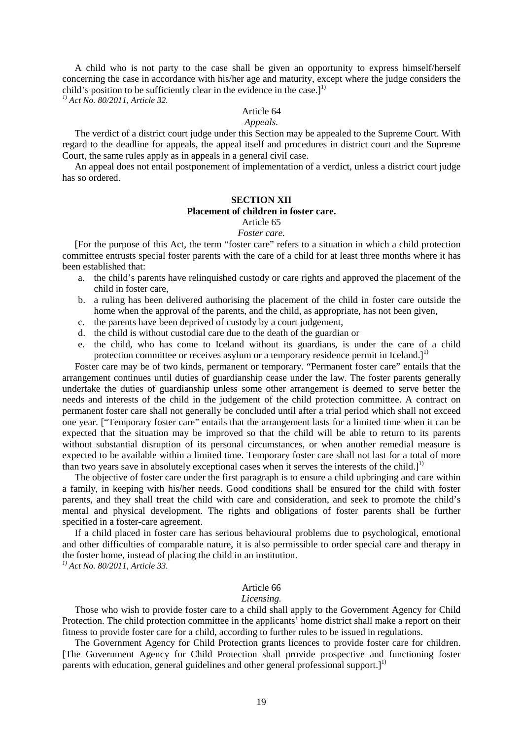A child who is not party to the case shall be given an opportunity to express himself/herself concerning the case in accordance with his/her age and maturity, except where the judge considers the child's position to be sufficiently clear in the evidence in the case.][1)]

*[1)] Act No. 80/2011, Article 32.*

Article 64

*Appeals.*

The verdict of a district court judge under this Section may be appealed to the Supreme Court. With regard to the deadline for appeals, the appeal itself and procedures in district court and the Supreme Court, the same rules apply as in appeals in a general civil case.

An appeal does not entail postponement of implementation of a verdict, unless a district court judge has so ordered.

## SECTION XII

### Placement of children in foster care.

Article 65

*Foster care.*

[For the purpose of this Act, the term "foster care" refers to a situation in which a child protection committee entrusts special foster parents with the care of a child for at least three months where it has been established that:

a. the child's parents have relinquished custody or care rights and approved the placement of the child in foster care,
b. a ruling has been delivered authorising the placement of the child in foster care outside the home when the approval of the parents, and the child, as appropriate, has not been given,
c. the parents have been deprived of custody by a court judgement,
d. the child is without custodial care due to the death of the guardian or
e. the child, who has come to Iceland without its guardians, is under the care of a child protection committee or receives asylum or a temporary residence permit in Iceland.][1)]

Foster care may be of two kinds, permanent or temporary. "Permanent foster care" entails that the arrangement continues until duties of guardianship cease under the law. The foster parents generally undertake the duties of guardianship unless some other arrangement is deemed to serve better the needs and interests of the child in the judgement of the child protection committee. A contract on permanent foster care shall not generally be concluded until after a trial period which shall not exceed one year. ["Temporary foster care" entails that the arrangement lasts for a limited time when it can be expected that the situation may be improved so that the child will be able to return to its parents without substantial disruption of its personal circumstances, or when another remedial measure is expected to be available within a limited time. Temporary foster care shall not last for a total of more than two years save in absolutely exceptional cases when it serves the interests of the child.][1)]

The objective of foster care under the first paragraph is to ensure a child upbringing and care within a family, in keeping with his/her needs. Good conditions shall be ensured for the child with foster parents, and they shall treat the child with care and consideration, and seek to promote the child's mental and physical development. The rights and obligations of foster parents shall be further specified in a foster-care agreement.

If a child placed in foster care has serious behavioural problems due to psychological, emotional and other difficulties of comparable nature, it is also permissible to order special care and therapy in the foster home, instead of placing the child in an institution.

*[1)] Act No. 80/2011, Article 33.*

Article 66

*Licensing.*

Those who wish to provide foster care to a child shall apply to the Government Agency for Child Protection. The child protection committee in the applicants' home district shall make a report on their fitness to provide foster care for a child, according to further rules to be issued in regulations.

The Government Agency for Child Protection grants licences to provide foster care for children. [The Government Agency for Child Protection shall provide prospective and functioning foster parents with education, general guidelines and other general professional support.][1)]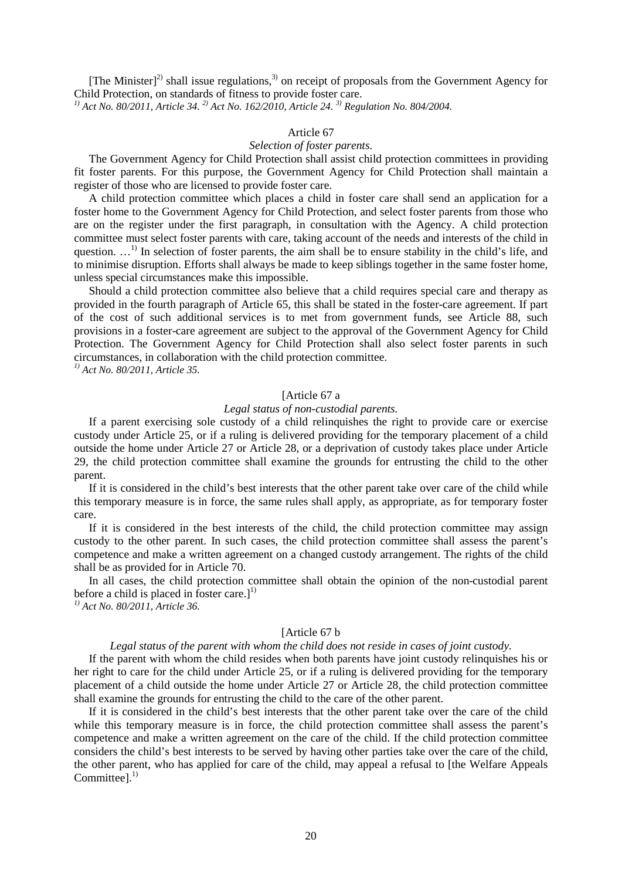[The Minister][2] shall issue regulations,[3] on receipt of proposals from the Government Agency for Child Protection, on standards of fitness to provide foster care.

*[1] Act No. 80/2011, Article 34. [2] Act No. 162/2010, Article 24. [3] Regulation No. 804/2004.*

Article 67

*Selection of foster parents.*

The Government Agency for Child Protection shall assist child protection committees in providing fit foster parents. For this purpose, the Government Agency for Child Protection shall maintain a register of those who are licensed to provide foster care.

A child protection committee which places a child in foster care shall send an application for a foster home to the Government Agency for Child Protection, and select foster parents from those who are on the register under the first paragraph, in consultation with the Agency. A child protection committee must select foster parents with care, taking account of the needs and interests of the child in question. …[1] In selection of foster parents, the aim shall be to ensure stability in the child's life, and to minimise disruption. Efforts shall always be made to keep siblings together in the same foster home, unless special circumstances make this impossible.

Should a child protection committee also believe that a child requires special care and therapy as provided in the fourth paragraph of Article 65, this shall be stated in the foster-care agreement. If part of the cost of such additional services is to met from government funds, see Article 88, such provisions in a foster-care agreement are subject to the approval of the Government Agency for Child Protection. The Government Agency for Child Protection shall also select foster parents in such circumstances, in collaboration with the child protection committee.

*[1] Act No. 80/2011, Article 35.*

[Article 67 a

*Legal status of non-custodial parents.*

If a parent exercising sole custody of a child relinquishes the right to provide care or exercise custody under Article 25, or if a ruling is delivered providing for the temporary placement of a child outside the home under Article 27 or Article 28, or a deprivation of custody takes place under Article 29, the child protection committee shall examine the grounds for entrusting the child to the other parent.

If it is considered in the child's best interests that the other parent take over care of the child while this temporary measure is in force, the same rules shall apply, as appropriate, as for temporary foster care.

If it is considered in the best interests of the child, the child protection committee may assign custody to the other parent. In such cases, the child protection committee shall assess the parent's competence and make a written agreement on a changed custody arrangement. The rights of the child shall be as provided for in Article 70.

In all cases, the child protection committee shall obtain the opinion of the non-custodial parent before a child is placed in foster care.][1]

*[1] Act No. 80/2011, Article 36.*

[Article 67 b

*Legal status of the parent with whom the child does not reside in cases of joint custody.*

If the parent with whom the child resides when both parents have joint custody relinquishes his or her right to care for the child under Article 25, or if a ruling is delivered providing for the temporary placement of a child outside the home under Article 27 or Article 28, the child protection committee shall examine the grounds for entrusting the child to the care of the other parent.

If it is considered in the child's best interests that the other parent take over the care of the child while this temporary measure is in force, the child protection committee shall assess the parent's competence and make a written agreement on the care of the child. If the child protection committee considers the child's best interests to be served by having other parties take over the care of the child, the other parent, who has applied for care of the child, may appeal a refusal to [the Welfare Appeals Committee].[1]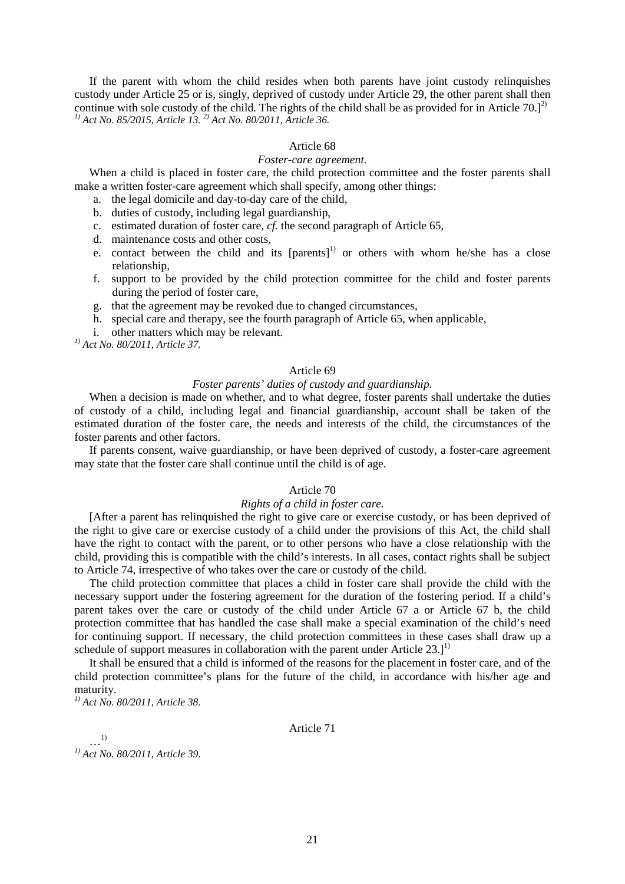If the parent with whom the child resides when both parents have joint custody relinquishes custody under Article 25 or is, singly, deprived of custody under Article 29, the other parent shall then continue with sole custody of the child. The rights of the child shall be as provided for in Article 70.][2]

*[1] Act No. 85/2015, Article 13. [2] Act No. 80/2011, Article 36.*

Article 68

*Foster-care agreement.*

When a child is placed in foster care, the child protection committee and the foster parents shall make a written foster-care agreement which shall specify, among other things:

a. the legal domicile and day-to-day care of the child,
b. duties of custody, including legal guardianship,
c. estimated duration of foster care, *cf.* the second paragraph of Article 65,
d. maintenance costs and other costs,
e. contact between the child and its [parents][1] or others with whom he/she has a close relationship,
f. support to be provided by the child protection committee for the child and foster parents during the period of foster care,
g. that the agreement may be revoked due to changed circumstances,
h. special care and therapy, see the fourth paragraph of Article 65, when applicable,
i. other matters which may be relevant.

*[1] Act No. 80/2011, Article 37.*

Article 69

*Foster parents' duties of custody and guardianship.*

When a decision is made on whether, and to what degree, foster parents shall undertake the duties of custody of a child, including legal and financial guardianship, account shall be taken of the estimated duration of the foster care, the needs and interests of the child, the circumstances of the foster parents and other factors.

If parents consent, waive guardianship, or have been deprived of custody, a foster-care agreement may state that the foster care shall continue until the child is of age.

Article 70

*Rights of a child in foster care.*

[After a parent has relinquished the right to give care or exercise custody, or has been deprived of the right to give care or exercise custody of a child under the provisions of this Act, the child shall have the right to contact with the parent, or to other persons who have a close relationship with the child, providing this is compatible with the child's interests. In all cases, contact rights shall be subject to Article 74, irrespective of who takes over the care or custody of the child.

The child protection committee that places a child in foster care shall provide the child with the necessary support under the fostering agreement for the duration of the fostering period. If a child's parent takes over the care or custody of the child under Article 67 a or Article 67 b, the child protection committee that has handled the case shall make a special examination of the child's need for continuing support. If necessary, the child protection committees in these cases shall draw up a schedule of support measures in collaboration with the parent under Article 23.][1]

It shall be ensured that a child is informed of the reasons for the placement in foster care, and of the child protection committee's plans for the future of the child, in accordance with his/her age and maturity.

*[1] Act No. 80/2011, Article 38.*

Article 71

…[1]

*[1] Act No. 80/2011, Article 39.*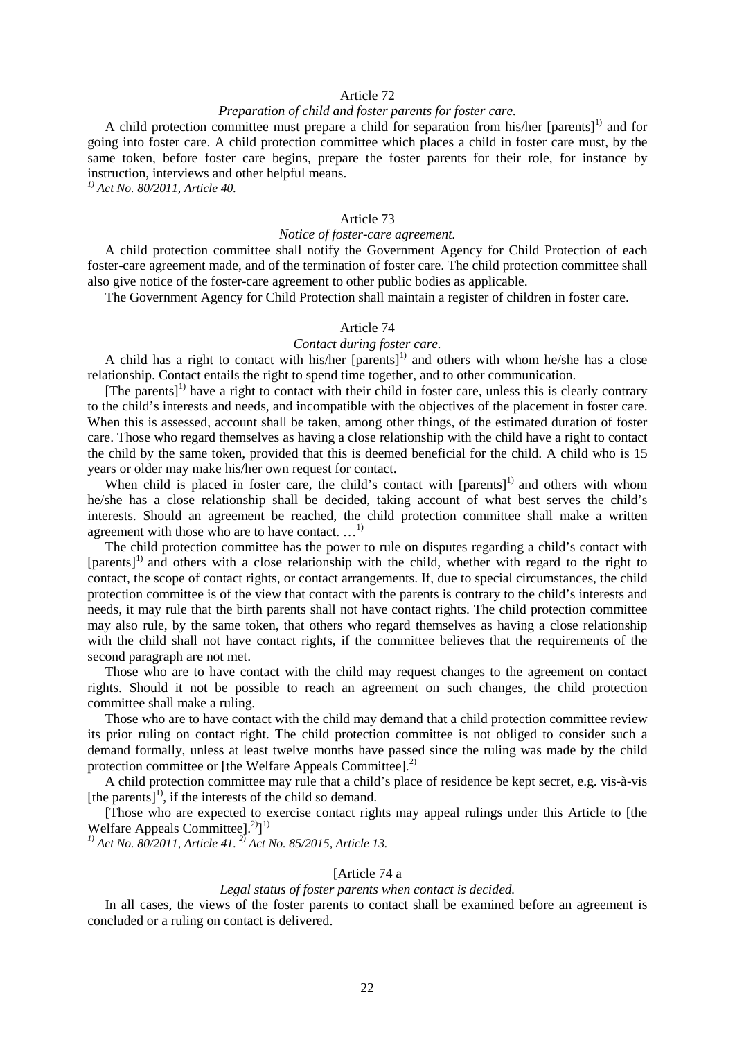Article 72

*Preparation of child and foster parents for foster care.*

A child protection committee must prepare a child for separation from his/her [parents][1] and for going into foster care. A child protection committee which places a child in foster care must, by the same token, before foster care begins, prepare the foster parents for their role, for instance by instruction, interviews and other helpful means.

*[1] Act No. 80/2011, Article 40.*

Article 73

*Notice of foster-care agreement.*

A child protection committee shall notify the Government Agency for Child Protection of each foster-care agreement made, and of the termination of foster care. The child protection committee shall also give notice of the foster-care agreement to other public bodies as applicable.

The Government Agency for Child Protection shall maintain a register of children in foster care.

Article 74

*Contact during foster care.*

A child has a right to contact with his/her [parents][1] and others with whom he/she has a close relationship. Contact entails the right to spend time together, and to other communication.

[The parents][1] have a right to contact with their child in foster care, unless this is clearly contrary to the child's interests and needs, and incompatible with the objectives of the placement in foster care. When this is assessed, account shall be taken, among other things, of the estimated duration of foster care. Those who regard themselves as having a close relationship with the child have a right to contact the child by the same token, provided that this is deemed beneficial for the child. A child who is 15 years or older may make his/her own request for contact.

When child is placed in foster care, the child's contact with [parents][1] and others with whom he/she has a close relationship shall be decided, taking account of what best serves the child's interests. Should an agreement be reached, the child protection committee shall make a written agreement with those who are to have contact. …[1]

The child protection committee has the power to rule on disputes regarding a child's contact with [parents][1] and others with a close relationship with the child, whether with regard to the right to contact, the scope of contact rights, or contact arrangements. If, due to special circumstances, the child protection committee is of the view that contact with the parents is contrary to the child's interests and needs, it may rule that the birth parents shall not have contact rights. The child protection committee may also rule, by the same token, that others who regard themselves as having a close relationship with the child shall not have contact rights, if the committee believes that the requirements of the second paragraph are not met.

Those who are to have contact with the child may request changes to the agreement on contact rights. Should it not be possible to reach an agreement on such changes, the child protection committee shall make a ruling.

Those who are to have contact with the child may demand that a child protection committee review its prior ruling on contact right. The child protection committee is not obliged to consider such a demand formally, unless at least twelve months have passed since the ruling was made by the child protection committee or [the Welfare Appeals Committee].[2]

A child protection committee may rule that a child's place of residence be kept secret, e.g. vis-à-vis [the parents][1], if the interests of the child so demand.

[Those who are expected to exercise contact rights may appeal rulings under this Article to [the Welfare Appeals Committee].[2]][1]

*[1] Act No. 80/2011, Article 41. [2] Act No. 85/2015, Article 13.*

[Article 74 a

*Legal status of foster parents when contact is decided.*

In all cases, the views of the foster parents to contact shall be examined before an agreement is concluded or a ruling on contact is delivered.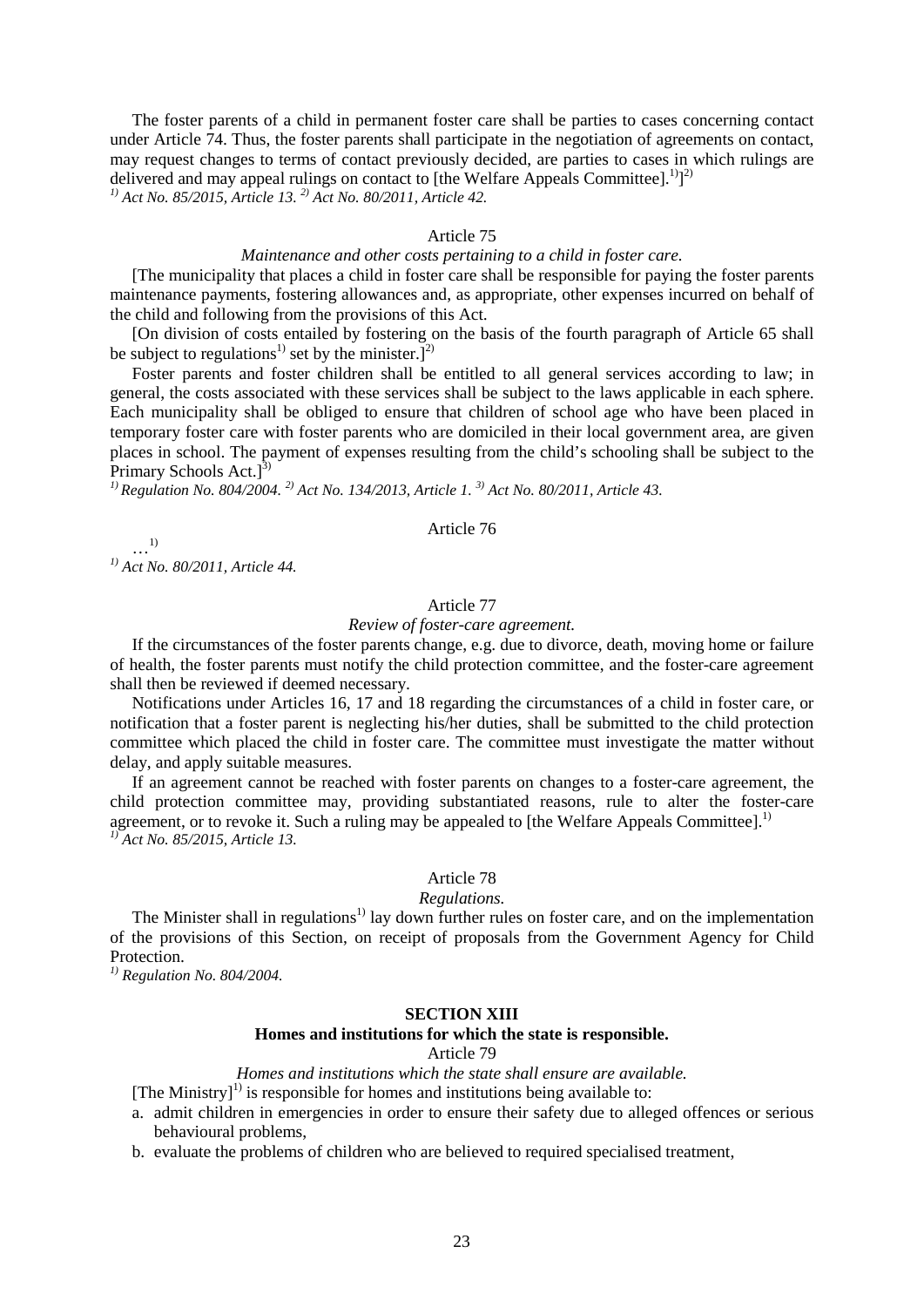The foster parents of a child in permanent foster care shall be parties to cases concerning contact under Article 74. Thus, the foster parents shall participate in the negotiation of agreements on contact, may request changes to terms of contact previously decided, are parties to cases in which rulings are delivered and may appeal rulings on contact to [the Welfare Appeals Committee].[1)]][2)]

*[1)] Act No. 85/2015, Article 13. [2)] Act No. 80/2011, Article 42.*

### Article 75

*Maintenance and other costs pertaining to a child in foster care.*

[The municipality that places a child in foster care shall be responsible for paying the foster parents maintenance payments, fostering allowances and, as appropriate, other expenses incurred on behalf of the child and following from the provisions of this Act.

[On division of costs entailed by fostering on the basis of the fourth paragraph of Article 65 shall be subject to regulations[1)] set by the minister.][2)]

Foster parents and foster children shall be entitled to all general services according to law; in general, the costs associated with these services shall be subject to the laws applicable in each sphere. Each municipality shall be obliged to ensure that children of school age who have been placed in temporary foster care with foster parents who are domiciled in their local government area, are given places in school. The payment of expenses resulting from the child's schooling shall be subject to the Primary Schools Act.][3)]

*[1)] Regulation No. 804/2004. [2)] Act No. 134/2013, Article 1. [3)] Act No. 80/2011, Article 43.*

### Article 76

…[1)]

*[1)] Act No. 80/2011, Article 44.*

### Article 77

*Review of foster-care agreement.*

If the circumstances of the foster parents change, e.g. due to divorce, death, moving home or failure of health, the foster parents must notify the child protection committee, and the foster-care agreement shall then be reviewed if deemed necessary.

Notifications under Articles 16, 17 and 18 regarding the circumstances of a child in foster care, or notification that a foster parent is neglecting his/her duties, shall be submitted to the child protection committee which placed the child in foster care. The committee must investigate the matter without delay, and apply suitable measures.

If an agreement cannot be reached with foster parents on changes to a foster-care agreement, the child protection committee may, providing substantiated reasons, rule to alter the foster-care agreement, or to revoke it. Such a ruling may be appealed to [the Welfare Appeals Committee].[1)]

*[1)] Act No. 85/2015, Article 13.*

### Article 78

*Regulations.*

The Minister shall in regulations[1)] lay down further rules on foster care, and on the implementation of the provisions of this Section, on receipt of proposals from the Government Agency for Child Protection.

*[1)] Regulation No. 804/2004.*

## SECTION XIII

## Homes and institutions for which the state is responsible.

### Article 79

*Homes and institutions which the state shall ensure are available.*

[The Ministry][1)] is responsible for homes and institutions being available to:

a. admit children in emergencies in order to ensure their safety due to alleged offences or serious behavioural problems,
b. evaluate the problems of children who are believed to required specialised treatment,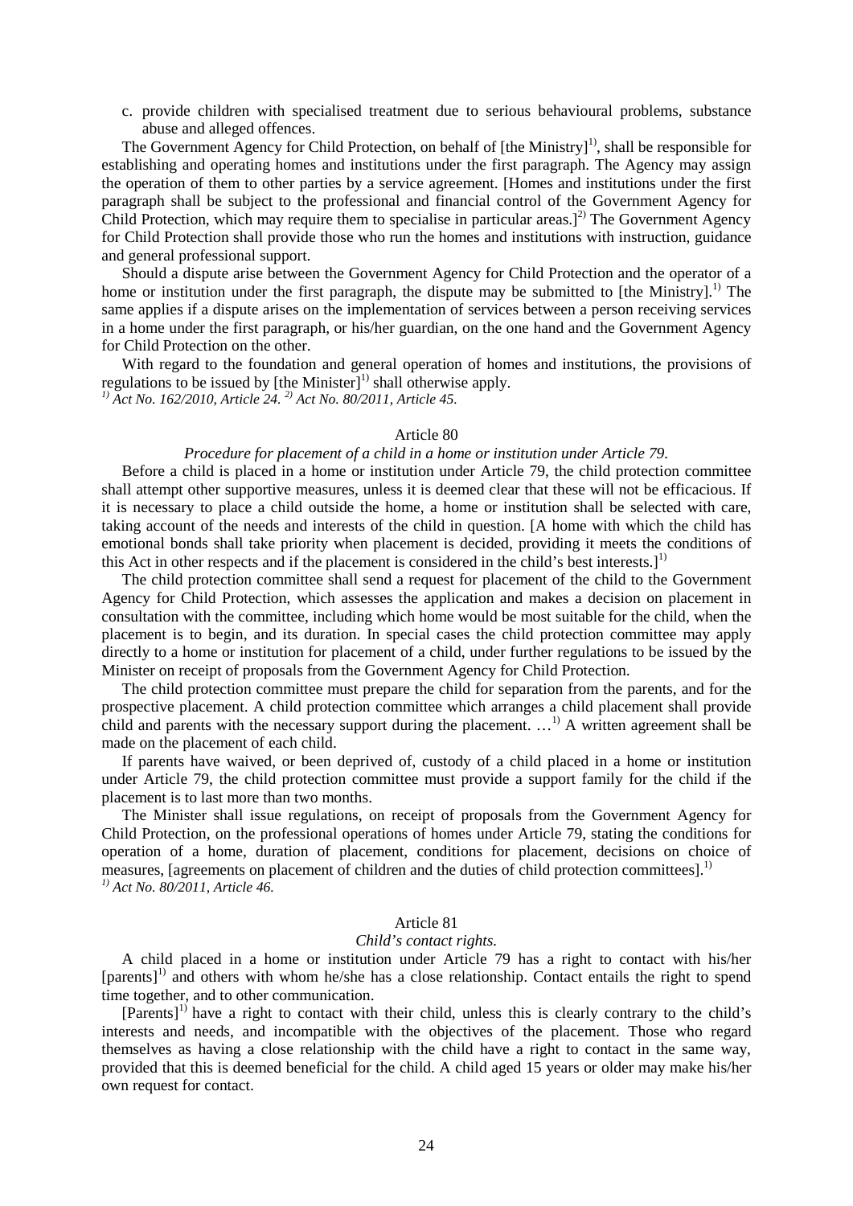c. provide children with specialised treatment due to serious behavioural problems, substance abuse and alleged offences.

The Government Agency for Child Protection, on behalf of [the Ministry][1], shall be responsible for establishing and operating homes and institutions under the first paragraph. The Agency may assign the operation of them to other parties by a service agreement. [Homes and institutions under the first paragraph shall be subject to the professional and financial control of the Government Agency for Child Protection, which may require them to specialise in particular areas.][2] The Government Agency for Child Protection shall provide those who run the homes and institutions with instruction, guidance and general professional support.

Should a dispute arise between the Government Agency for Child Protection and the operator of a home or institution under the first paragraph, the dispute may be submitted to [the Ministry].[1] The same applies if a dispute arises on the implementation of services between a person receiving services in a home under the first paragraph, or his/her guardian, on the one hand and the Government Agency for Child Protection on the other.

With regard to the foundation and general operation of homes and institutions, the provisions of regulations to be issued by [the Minister][1] shall otherwise apply.

*[1] Act No. 162/2010, Article 24. [2] Act No. 80/2011, Article 45.*

Article 80

*Procedure for placement of a child in a home or institution under Article 79.*

Before a child is placed in a home or institution under Article 79, the child protection committee shall attempt other supportive measures, unless it is deemed clear that these will not be efficacious. If it is necessary to place a child outside the home, a home or institution shall be selected with care, taking account of the needs and interests of the child in question. [A home with which the child has emotional bonds shall take priority when placement is decided, providing it meets the conditions of this Act in other respects and if the placement is considered in the child's best interests.][1]

The child protection committee shall send a request for placement of the child to the Government Agency for Child Protection, which assesses the application and makes a decision on placement in consultation with the committee, including which home would be most suitable for the child, when the placement is to begin, and its duration. In special cases the child protection committee may apply directly to a home or institution for placement of a child, under further regulations to be issued by the Minister on receipt of proposals from the Government Agency for Child Protection.

The child protection committee must prepare the child for separation from the parents, and for the prospective placement. A child protection committee which arranges a child placement shall provide child and parents with the necessary support during the placement. …[1] A written agreement shall be made on the placement of each child.

If parents have waived, or been deprived of, custody of a child placed in a home or institution under Article 79, the child protection committee must provide a support family for the child if the placement is to last more than two months.

The Minister shall issue regulations, on receipt of proposals from the Government Agency for Child Protection, on the professional operations of homes under Article 79, stating the conditions for operation of a home, duration of placement, conditions for placement, decisions on choice of measures, [agreements on placement of children and the duties of child protection committees].[1]

*[1] Act No. 80/2011, Article 46.*

Article 81

*Child's contact rights.*

A child placed in a home or institution under Article 79 has a right to contact with his/her [parents][1] and others with whom he/she has a close relationship. Contact entails the right to spend time together, and to other communication.

[Parents][1] have a right to contact with their child, unless this is clearly contrary to the child's interests and needs, and incompatible with the objectives of the placement. Those who regard themselves as having a close relationship with the child have a right to contact in the same way, provided that this is deemed beneficial for the child. A child aged 15 years or older may make his/her own request for contact.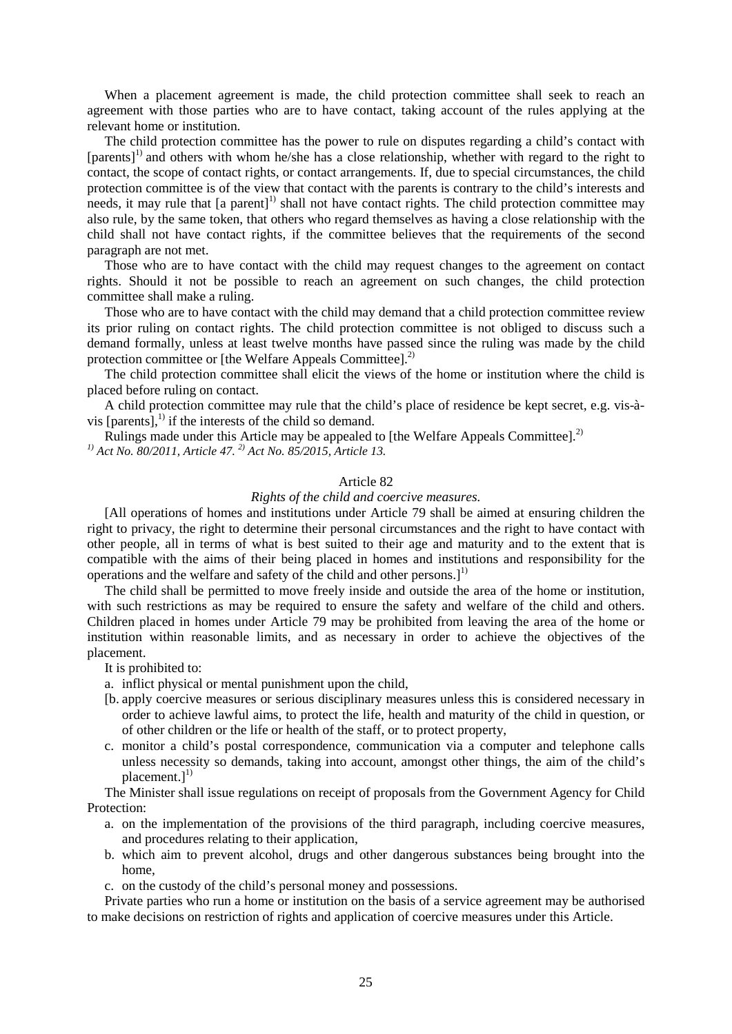When a placement agreement is made, the child protection committee shall seek to reach an agreement with those parties who are to have contact, taking account of the rules applying at the relevant home or institution.

The child protection committee has the power to rule on disputes regarding a child's contact with [parents][1) and others with whom he/she has a close relationship, whether with regard to the right to contact, the scope of contact rights, or contact arrangements. If, due to special circumstances, the child protection committee is of the view that contact with the parents is contrary to the child's interests and needs, it may rule that [a parent][1) shall not have contact rights. The child protection committee may also rule, by the same token, that others who regard themselves as having a close relationship with the child shall not have contact rights, if the committee believes that the requirements of the second paragraph are not met.

Those who are to have contact with the child may request changes to the agreement on contact rights. Should it not be possible to reach an agreement on such changes, the child protection committee shall make a ruling.

Those who are to have contact with the child may demand that a child protection committee review its prior ruling on contact rights. The child protection committee is not obliged to discuss such a demand formally, unless at least twelve months have passed since the ruling was made by the child protection committee or [the Welfare Appeals Committee].[2)

The child protection committee shall elicit the views of the home or institution where the child is placed before ruling on contact.

A child protection committee may rule that the child's place of residence be kept secret, e.g. vis-à-vis [parents],[1) if the interests of the child so demand.

Rulings made under this Article may be appealed to [the Welfare Appeals Committee].[2)

*[1) Act No. 80/2011, Article 47. [2) Act No. 85/2015, Article 13.*

## Article 82

*Rights of the child and coercive measures.*

[All operations of homes and institutions under Article 79 shall be aimed at ensuring children the right to privacy, the right to determine their personal circumstances and the right to have contact with other people, all in terms of what is best suited to their age and maturity and to the extent that is compatible with the aims of their being placed in homes and institutions and responsibility for the operations and the welfare and safety of the child and other persons.][1)

The child shall be permitted to move freely inside and outside the area of the home or institution, with such restrictions as may be required to ensure the safety and welfare of the child and others. Children placed in homes under Article 79 may be prohibited from leaving the area of the home or institution within reasonable limits, and as necessary in order to achieve the objectives of the placement.

It is prohibited to:

a. inflict physical or mental punishment upon the child,
[b. apply coercive measures or serious disciplinary measures unless this is considered necessary in order to achieve lawful aims, to protect the life, health and maturity of the child in question, or of other children or the life or health of the staff, or to protect property,
c. monitor a child's postal correspondence, communication via a computer and telephone calls unless necessity so demands, taking into account, amongst other things, the aim of the child's placement.][1)

The Minister shall issue regulations on receipt of proposals from the Government Agency for Child Protection:

a. on the implementation of the provisions of the third paragraph, including coercive measures, and procedures relating to their application,
b. which aim to prevent alcohol, drugs and other dangerous substances being brought into the home,
c. on the custody of the child's personal money and possessions.

Private parties who run a home or institution on the basis of a service agreement may be authorised to make decisions on restriction of rights and application of coercive measures under this Article.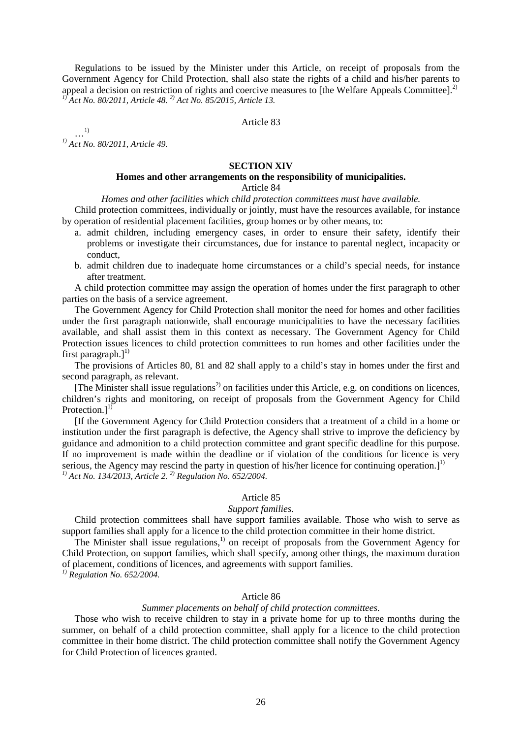Regulations to be issued by the Minister under this Article, on receipt of proposals from the Government Agency for Child Protection, shall also state the rights of a child and his/her parents to appeal a decision on restriction of rights and coercive measures to [the Welfare Appeals Committee].[2)]
*[1)] Act No. 80/2011, Article 48. [2)] Act No. 85/2015, Article 13.*

Article 83

…[1)]
*[1)] Act No. 80/2011, Article 49.*

## SECTION XIV

### Homes and other arrangements on the responsibility of municipalities.

Article 84

*Homes and other facilities which child protection committees must have available.*

Child protection committees, individually or jointly, must have the resources available, for instance by operation of residential placement facilities, group homes or by other means, to:

a. admit children, including emergency cases, in order to ensure their safety, identify their problems or investigate their circumstances, due for instance to parental neglect, incapacity or conduct,
b. admit children due to inadequate home circumstances or a child's special needs, for instance after treatment.

A child protection committee may assign the operation of homes under the first paragraph to other parties on the basis of a service agreement.

The Government Agency for Child Protection shall monitor the need for homes and other facilities under the first paragraph nationwide, shall encourage municipalities to have the necessary facilities available, and shall assist them in this context as necessary. The Government Agency for Child Protection issues licences to child protection committees to run homes and other facilities under the first paragraph.][1)]

The provisions of Articles 80, 81 and 82 shall apply to a child's stay in homes under the first and second paragraph, as relevant.

[The Minister shall issue regulations[2)] on facilities under this Article, e.g. on conditions on licences, children's rights and monitoring, on receipt of proposals from the Government Agency for Child Protection.][1)]

[If the Government Agency for Child Protection considers that a treatment of a child in a home or institution under the first paragraph is defective, the Agency shall strive to improve the deficiency by guidance and admonition to a child protection committee and grant specific deadline for this purpose. If no improvement is made within the deadline or if violation of the conditions for licence is very serious, the Agency may rescind the party in question of his/her licence for continuing operation.][1)]
*[1)] Act No. 134/2013, Article 2. [2)] Regulation No. 652/2004.*

Article 85

*Support families.*

Child protection committees shall have support families available. Those who wish to serve as support families shall apply for a licence to the child protection committee in their home district.

The Minister shall issue regulations,[1)] on receipt of proposals from the Government Agency for Child Protection, on support families, which shall specify, among other things, the maximum duration of placement, conditions of licences, and agreements with support families.
*[1)] Regulation No. 652/2004.*

Article 86

*Summer placements on behalf of child protection committees.*

Those who wish to receive children to stay in a private home for up to three months during the summer, on behalf of a child protection committee, shall apply for a licence to the child protection committee in their home district. The child protection committee shall notify the Government Agency for Child Protection of licences granted.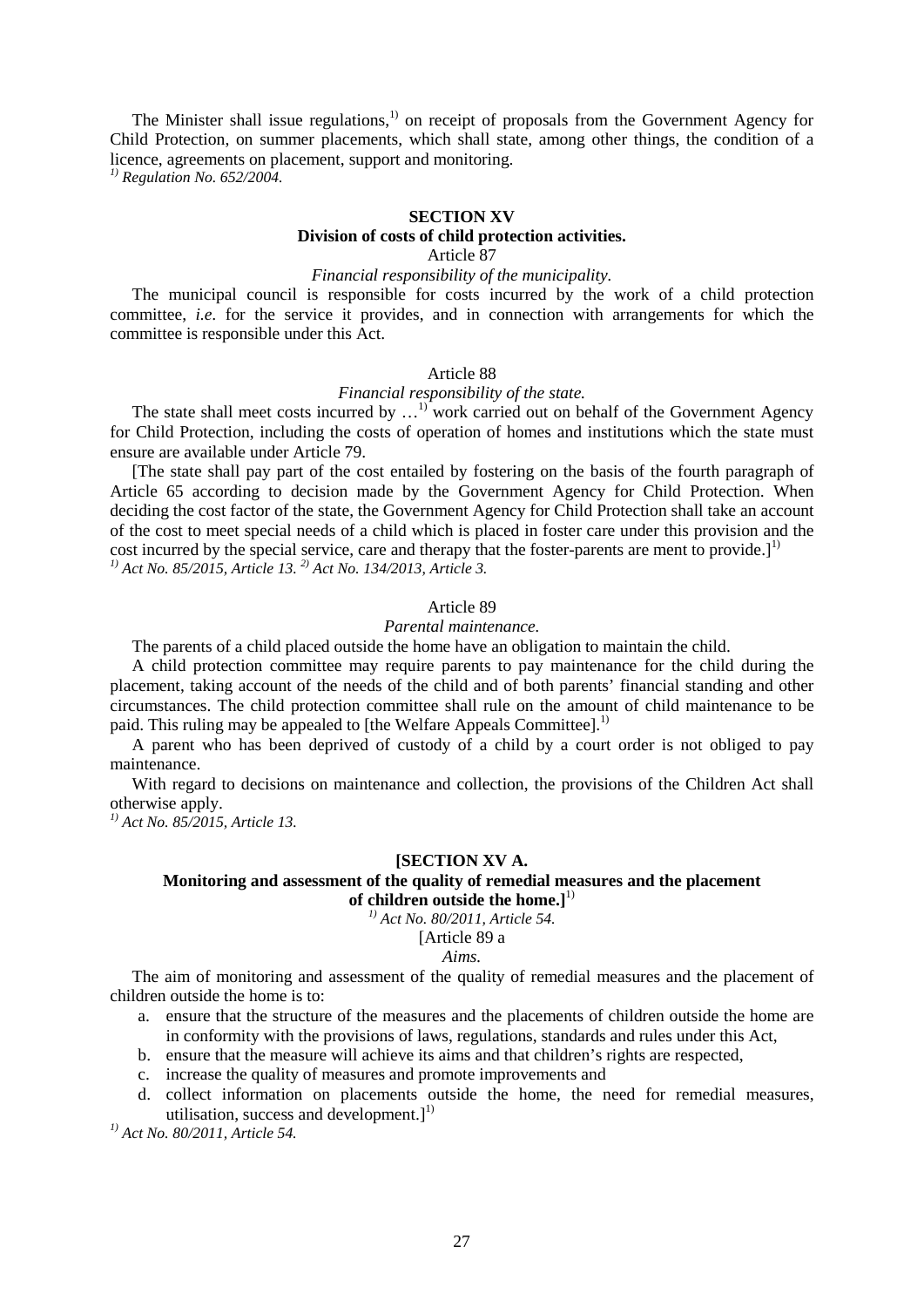The Minister shall issue regulations,[1)] on receipt of proposals from the Government Agency for Child Protection, on summer placements, which shall state, among other things, the condition of a licence, agreements on placement, support and monitoring.

*[1)] Regulation No. 652/2004.*

## SECTION XV
### Division of costs of child protection activities.

Article 87

*Financial responsibility of the municipality.*

The municipal council is responsible for costs incurred by the work of a child protection committee, *i.e.* for the service it provides, and in connection with arrangements for which the committee is responsible under this Act.

Article 88

*Financial responsibility of the state.*

The state shall meet costs incurred by …[1)] work carried out on behalf of the Government Agency for Child Protection, including the costs of operation of homes and institutions which the state must ensure are available under Article 79.

[The state shall pay part of the cost entailed by fostering on the basis of the fourth paragraph of Article 65 according to decision made by the Government Agency for Child Protection. When deciding the cost factor of the state, the Government Agency for Child Protection shall take an account of the cost to meet special needs of a child which is placed in foster care under this provision and the cost incurred by the special service, care and therapy that the foster-parents are ment to provide.][1)]

*[1)] Act No. 85/2015, Article 13. [2)] Act No. 134/2013, Article 3.*

Article 89

*Parental maintenance.*

The parents of a child placed outside the home have an obligation to maintain the child.

A child protection committee may require parents to pay maintenance for the child during the placement, taking account of the needs of the child and of both parents' financial standing and other circumstances. The child protection committee shall rule on the amount of child maintenance to be paid. This ruling may be appealed to [the Welfare Appeals Committee].[1)]

A parent who has been deprived of custody of a child by a court order is not obliged to pay maintenance.

With regard to decisions on maintenance and collection, the provisions of the Children Act shall otherwise apply.

*[1)] Act No. 85/2015, Article 13.*

## [SECTION XV A.
### Monitoring and assessment of the quality of remedial measures and the placement of children outside the home.][1)]

*[1)] Act No. 80/2011, Article 54.*

[Article 89 a

*Aims.*

The aim of monitoring and assessment of the quality of remedial measures and the placement of children outside the home is to:

a. ensure that the structure of the measures and the placements of children outside the home are in conformity with the provisions of laws, regulations, standards and rules under this Act,
b. ensure that the measure will achieve its aims and that children's rights are respected,
c. increase the quality of measures and promote improvements and
d. collect information on placements outside the home, the need for remedial measures, utilisation, success and development.][1)]

*[1)] Act No. 80/2011, Article 54.*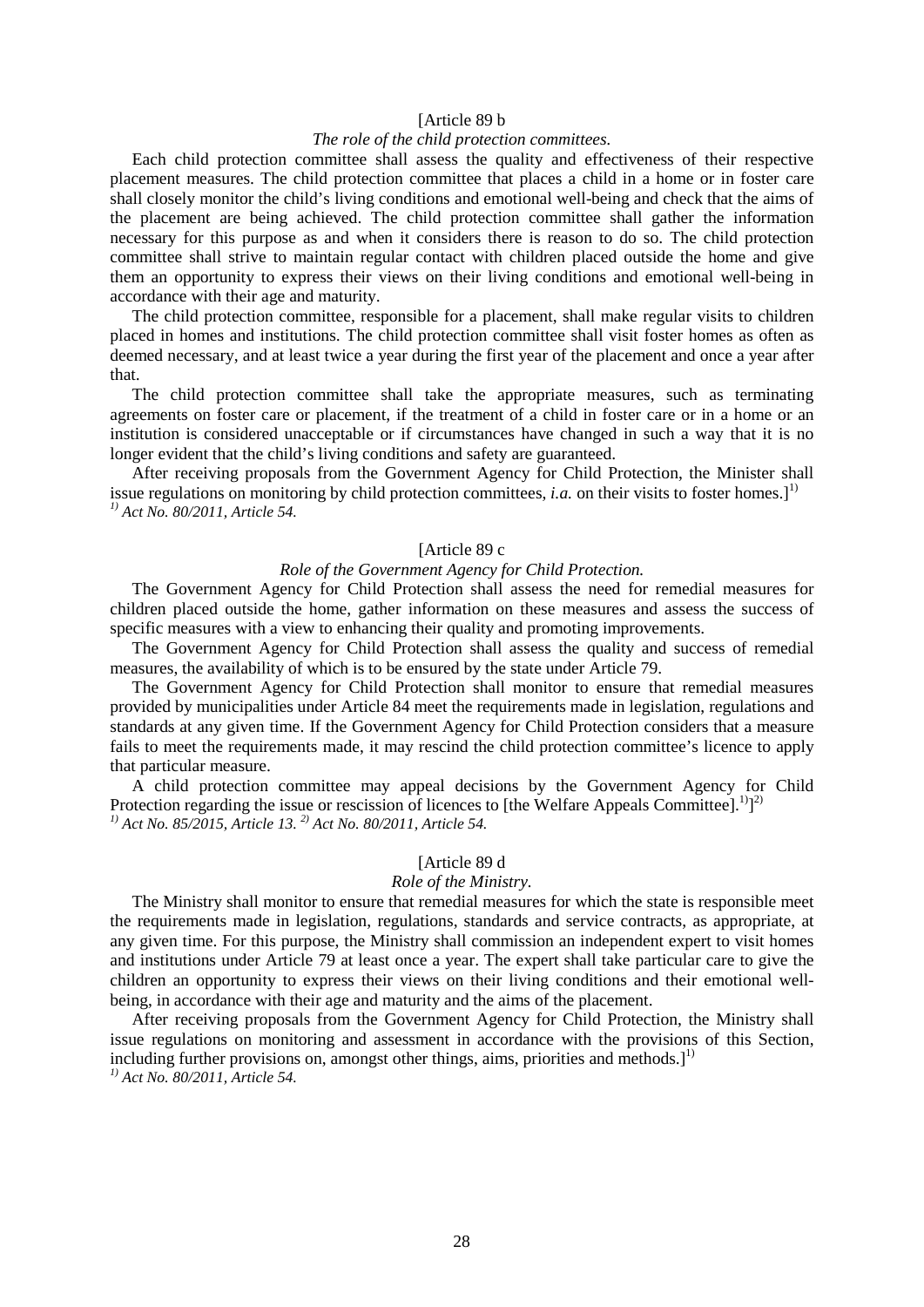[Article 89 b

*The role of the child protection committees.*

Each child protection committee shall assess the quality and effectiveness of their respective placement measures. The child protection committee that places a child in a home or in foster care shall closely monitor the child's living conditions and emotional well-being and check that the aims of the placement are being achieved. The child protection committee shall gather the information necessary for this purpose as and when it considers there is reason to do so. The child protection committee shall strive to maintain regular contact with children placed outside the home and give them an opportunity to express their views on their living conditions and emotional well-being in accordance with their age and maturity.

The child protection committee, responsible for a placement, shall make regular visits to children placed in homes and institutions. The child protection committee shall visit foster homes as often as deemed necessary, and at least twice a year during the first year of the placement and once a year after that.

The child protection committee shall take the appropriate measures, such as terminating agreements on foster care or placement, if the treatment of a child in foster care or in a home or an institution is considered unacceptable or if circumstances have changed in such a way that it is no longer evident that the child's living conditions and safety are guaranteed.

After receiving proposals from the Government Agency for Child Protection, the Minister shall issue regulations on monitoring by child protection committees, *i.a.* on their visits to foster homes.][1)]

*[1)] Act No. 80/2011, Article 54.*

[Article 89 c

*Role of the Government Agency for Child Protection.*

The Government Agency for Child Protection shall assess the need for remedial measures for children placed outside the home, gather information on these measures and assess the success of specific measures with a view to enhancing their quality and promoting improvements.

The Government Agency for Child Protection shall assess the quality and success of remedial measures, the availability of which is to be ensured by the state under Article 79.

The Government Agency for Child Protection shall monitor to ensure that remedial measures provided by municipalities under Article 84 meet the requirements made in legislation, regulations and standards at any given time. If the Government Agency for Child Protection considers that a measure fails to meet the requirements made, it may rescind the child protection committee's licence to apply that particular measure.

A child protection committee may appeal decisions by the Government Agency for Child Protection regarding the issue or rescission of licences to [the Welfare Appeals Committee].[1)]][2)]

*[1)] Act No. 85/2015, Article 13. [2)] Act No. 80/2011, Article 54.*

[Article 89 d

*Role of the Ministry.*

The Ministry shall monitor to ensure that remedial measures for which the state is responsible meet the requirements made in legislation, regulations, standards and service contracts, as appropriate, at any given time. For this purpose, the Ministry shall commission an independent expert to visit homes and institutions under Article 79 at least once a year. The expert shall take particular care to give the children an opportunity to express their views on their living conditions and their emotional well-being, in accordance with their age and maturity and the aims of the placement.

After receiving proposals from the Government Agency for Child Protection, the Ministry shall issue regulations on monitoring and assessment in accordance with the provisions of this Section, including further provisions on, amongst other things, aims, priorities and methods.][1)]

*[1)] Act No. 80/2011, Article 54.*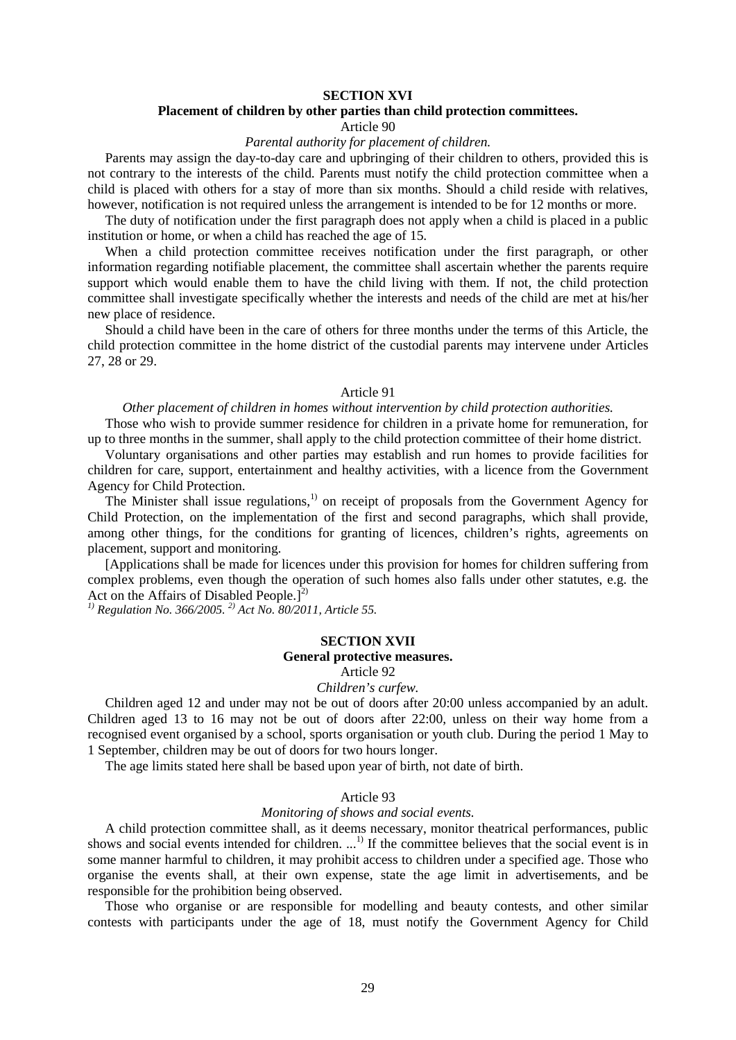## SECTION XVI

### Placement of children by other parties than child protection committees.

Article 90

*Parental authority for placement of children.*

Parents may assign the day-to-day care and upbringing of their children to others, provided this is not contrary to the interests of the child. Parents must notify the child protection committee when a child is placed with others for a stay of more than six months. Should a child reside with relatives, however, notification is not required unless the arrangement is intended to be for 12 months or more.

The duty of notification under the first paragraph does not apply when a child is placed in a public institution or home, or when a child has reached the age of 15.

When a child protection committee receives notification under the first paragraph, or other information regarding notifiable placement, the committee shall ascertain whether the parents require support which would enable them to have the child living with them. If not, the child protection committee shall investigate specifically whether the interests and needs of the child are met at his/her new place of residence.

Should a child have been in the care of others for three months under the terms of this Article, the child protection committee in the home district of the custodial parents may intervene under Articles 27, 28 or 29.

Article 91

*Other placement of children in homes without intervention by child protection authorities.*

Those who wish to provide summer residence for children in a private home for remuneration, for up to three months in the summer, shall apply to the child protection committee of their home district.

Voluntary organisations and other parties may establish and run homes to provide facilities for children for care, support, entertainment and healthy activities, with a licence from the Government Agency for Child Protection.

The Minister shall issue regulations,[1)] on receipt of proposals from the Government Agency for Child Protection, on the implementation of the first and second paragraphs, which shall provide, among other things, for the conditions for granting of licences, children's rights, agreements on placement, support and monitoring.

[Applications shall be made for licences under this provision for homes for children suffering from complex problems, even though the operation of such homes also falls under other statutes, e.g. the Act on the Affairs of Disabled People.][2)]

*[1)] Regulation No. 366/2005. [2)] Act No. 80/2011, Article 55.*

## SECTION XVII

### General protective measures.

Article 92

*Children's curfew.*

Children aged 12 and under may not be out of doors after 20:00 unless accompanied by an adult. Children aged 13 to 16 may not be out of doors after 22:00, unless on their way home from a recognised event organised by a school, sports organisation or youth club. During the period 1 May to 1 September, children may be out of doors for two hours longer.

The age limits stated here shall be based upon year of birth, not date of birth.

Article 93

*Monitoring of shows and social events.*

A child protection committee shall, as it deems necessary, monitor theatrical performances, public shows and social events intended for children. ...[1)] If the committee believes that the social event is in some manner harmful to children, it may prohibit access to children under a specified age. Those who organise the events shall, at their own expense, state the age limit in advertisements, and be responsible for the prohibition being observed.

Those who organise or are responsible for modelling and beauty contests, and other similar contests with participants under the age of 18, must notify the Government Agency for Child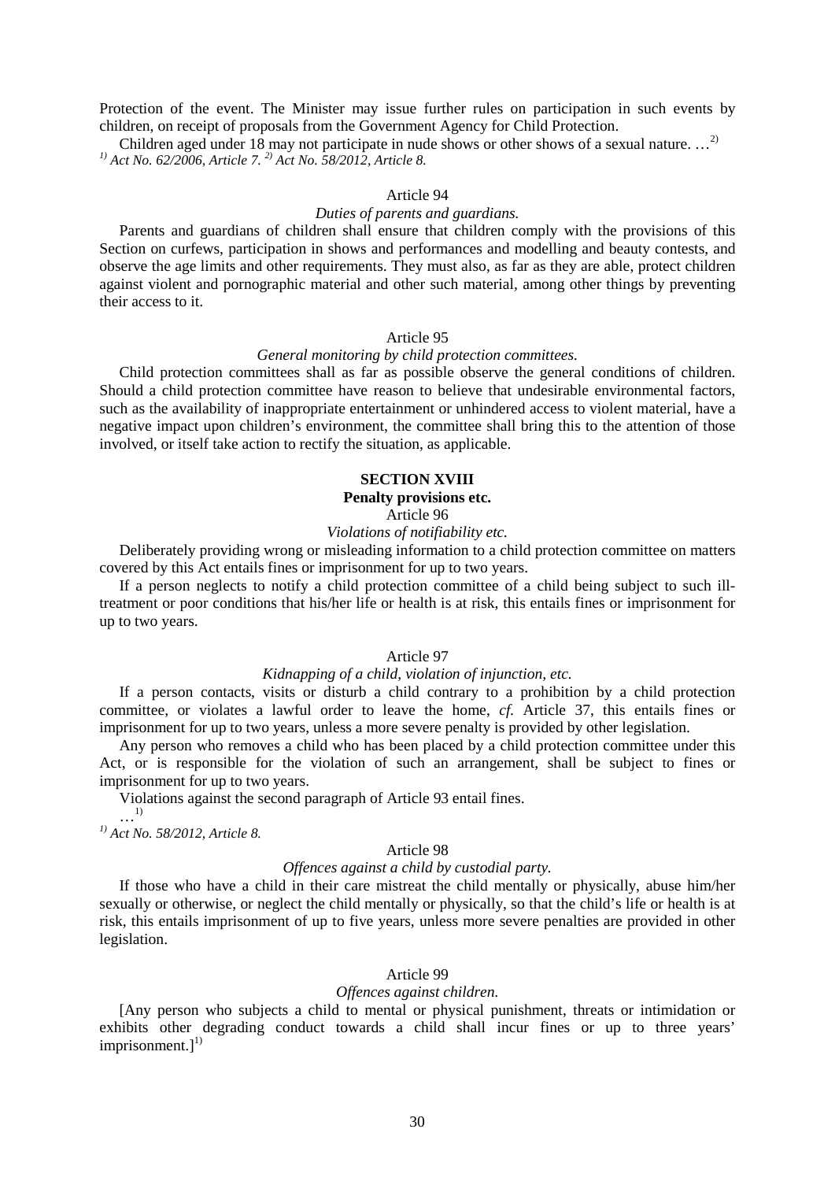Protection of the event. The Minister may issue further rules on participation in such events by children, on receipt of proposals from the Government Agency for Child Protection.

Children aged under 18 may not participate in nude shows or other shows of a sexual nature. …[2)]

*[1)] Act No. 62/2006, Article 7. [2)] Act No. 58/2012, Article 8.*

Article 94

*Duties of parents and guardians.*

Parents and guardians of children shall ensure that children comply with the provisions of this Section on curfews, participation in shows and performances and modelling and beauty contests, and observe the age limits and other requirements. They must also, as far as they are able, protect children against violent and pornographic material and other such material, among other things by preventing their access to it.

Article 95

*General monitoring by child protection committees.*

Child protection committees shall as far as possible observe the general conditions of children. Should a child protection committee have reason to believe that undesirable environmental factors, such as the availability of inappropriate entertainment or unhindered access to violent material, have a negative impact upon children's environment, the committee shall bring this to the attention of those involved, or itself take action to rectify the situation, as applicable.

## SECTION XVIII
**Penalty provisions etc.**

Article 96

*Violations of notifiability etc.*

Deliberately providing wrong or misleading information to a child protection committee on matters covered by this Act entails fines or imprisonment for up to two years.

If a person neglects to notify a child protection committee of a child being subject to such ill-treatment or poor conditions that his/her life or health is at risk, this entails fines or imprisonment for up to two years.

Article 97

*Kidnapping of a child, violation of injunction, etc.*

If a person contacts, visits or disturb a child contrary to a prohibition by a child protection committee, or violates a lawful order to leave the home, *cf.* Article 37, this entails fines or imprisonment for up to two years, unless a more severe penalty is provided by other legislation.

Any person who removes a child who has been placed by a child protection committee under this Act, or is responsible for the violation of such an arrangement, shall be subject to fines or imprisonment for up to two years.

Violations against the second paragraph of Article 93 entail fines.

…[1)]

*[1)] Act No. 58/2012, Article 8.*

Article 98

*Offences against a child by custodial party.*

If those who have a child in their care mistreat the child mentally or physically, abuse him/her sexually or otherwise, or neglect the child mentally or physically, so that the child's life or health is at risk, this entails imprisonment of up to five years, unless more severe penalties are provided in other legislation.

Article 99

*Offences against children.*

[Any person who subjects a child to mental or physical punishment, threats or intimidation or exhibits other degrading conduct towards a child shall incur fines or up to three years' imprisonment.][1)]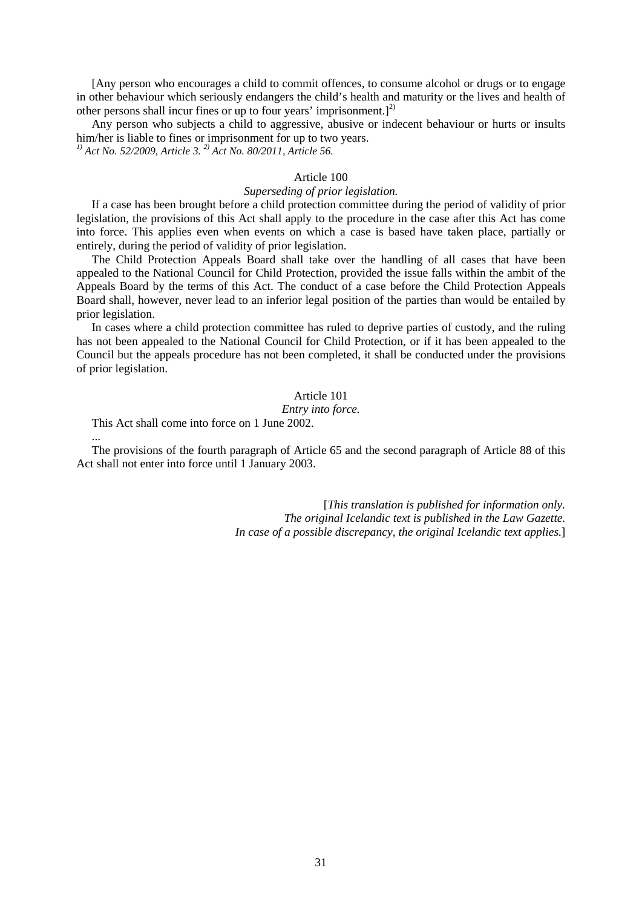[Any person who encourages a child to commit offences, to consume alcohol or drugs or to engage in other behaviour which seriously endangers the child's health and maturity or the lives and health of other persons shall incur fines or up to four years' imprisonment.][2)]

Any person who subjects a child to aggressive, abusive or indecent behaviour or hurts or insults him/her is liable to fines or imprisonment for up to two years.

*[1)] Act No. 52/2009, Article 3. [2)] Act No. 80/2011, Article 56.*

### Article 100

*Superseding of prior legislation.*

If a case has been brought before a child protection committee during the period of validity of prior legislation, the provisions of this Act shall apply to the procedure in the case after this Act has come into force. This applies even when events on which a case is based have taken place, partially or entirely, during the period of validity of prior legislation.

The Child Protection Appeals Board shall take over the handling of all cases that have been appealed to the National Council for Child Protection, provided the issue falls within the ambit of the Appeals Board by the terms of this Act. The conduct of a case before the Child Protection Appeals Board shall, however, never lead to an inferior legal position of the parties than would be entailed by prior legislation.

In cases where a child protection committee has ruled to deprive parties of custody, and the ruling has not been appealed to the National Council for Child Protection, or if it has been appealed to the Council but the appeals procedure has not been completed, it shall be conducted under the provisions of prior legislation.

### Article 101

*Entry into force.*

This Act shall come into force on 1 June 2002.

...

The provisions of the fourth paragraph of Article 65 and the second paragraph of Article 88 of this Act shall not enter into force until 1 January 2003.

[*This translation is published for information only.*
*The original Icelandic text is published in the Law Gazette.*
*In case of a possible discrepancy, the original Icelandic text applies.*]